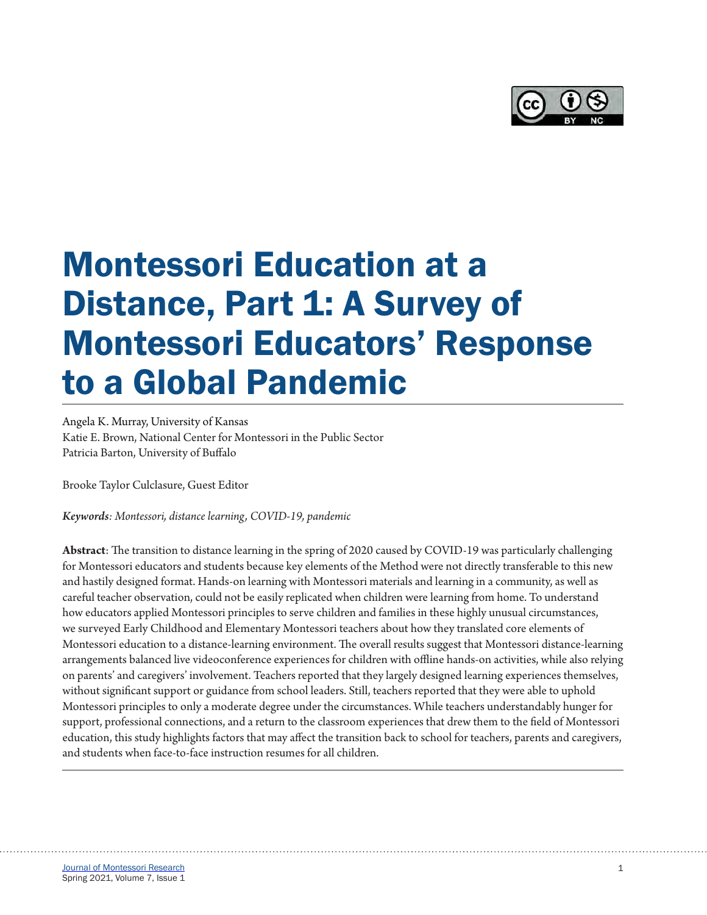# Montessori Education at a Distance, Part 1: A Survey of Montessori Educators' Response to a Global Pandemic

Angela K. Murray, University of Kansas
Katie E. Brown, National Center for Montessori in the Public Sector
Patricia Barton, University of Buffalo

Brooke Taylor Culclasure, Guest Editor

***Keywords**: Montessori, distance learning, COVID-19, pandemic*

**Abstract**: The transition to distance learning in the spring of 2020 caused by COVID-19 was particularly challenging for Montessori educators and students because key elements of the Method were not directly transferable to this new and hastily designed format. Hands-on learning with Montessori materials and learning in a community, as well as careful teacher observation, could not be easily replicated when children were learning from home. To understand how educators applied Montessori principles to serve children and families in these highly unusual circumstances, we surveyed Early Childhood and Elementary Montessori teachers about how they translated core elements of Montessori education to a distance-learning environment. The overall results suggest that Montessori distance-learning arrangements balanced live videoconference experiences for children with offline hands-on activities, while also relying on parents' and caregivers' involvement. Teachers reported that they largely designed learning experiences themselves, without significant support or guidance from school leaders. Still, teachers reported that they were able to uphold Montessori principles to only a moderate degree under the circumstances. While teachers understandably hunger for support, professional connections, and a return to the classroom experiences that drew them to the field of Montessori education, this study highlights factors that may affect the transition back to school for teachers, parents and caregivers, and students when face-to-face instruction resumes for all children.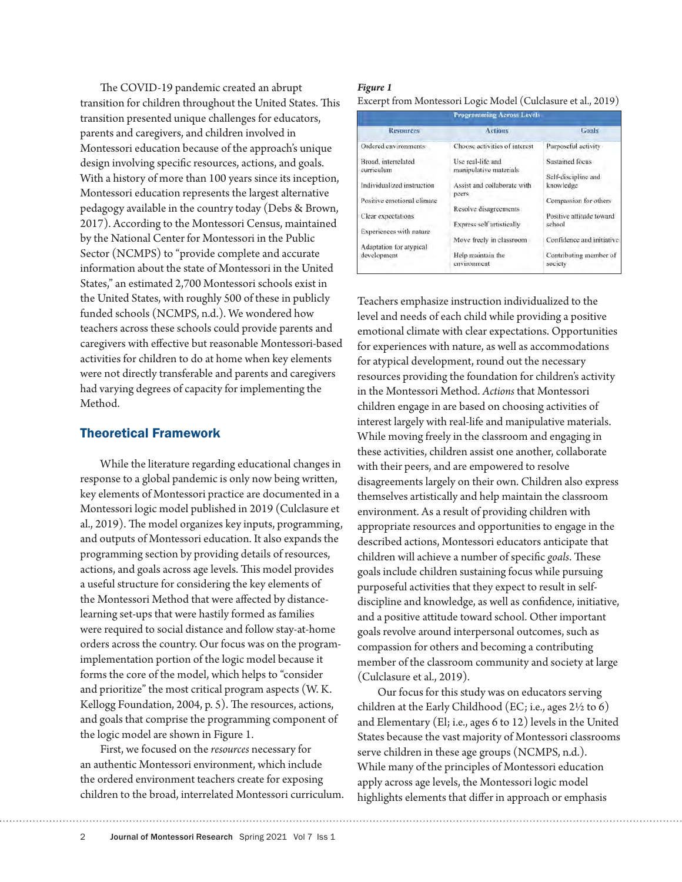The COVID-19 pandemic created an abrupt transition for children throughout the United States. This transition presented unique challenges for educators, parents and caregivers, and children involved in Montessori education because of the approach's unique design involving specific resources, actions, and goals. With a history of more than 100 years since its inception, Montessori education represents the largest alternative pedagogy available in the country today (Debs & Brown, 2017). According to the Montessori Census, maintained by the National Center for Montessori in the Public Sector (NCMPS) to "provide complete and accurate information about the state of Montessori in the United States," an estimated 2,700 Montessori schools exist in the United States, with roughly 500 of these in publicly funded schools (NCMPS, n.d.). We wondered how teachers across these schools could provide parents and caregivers with effective but reasonable Montessori-based activities for children to do at home when key elements were not directly transferable and parents and caregivers had varying degrees of capacity for implementing the Method.

## Theoretical Framework

While the literature regarding educational changes in response to a global pandemic is only now being written, key elements of Montessori practice are documented in a Montessori logic model published in 2019 (Culclasure et al., 2019). The model organizes key inputs, programming, and outputs of Montessori education. It also expands the programming section by providing details of resources, actions, and goals across age levels. This model provides a useful structure for considering the key elements of the Montessori Method that were affected by distance-learning set-ups that were hastily formed as families were required to social distance and follow stay-at-home orders across the country. Our focus was on the program-implementation portion of the logic model because it forms the core of the model, which helps to "consider and prioritize" the most critical program aspects (W. K. Kellogg Foundation, 2004, p. 5). The resources, actions, and goals that comprise the programming component of the logic model are shown in Figure 1.

***Figure 1***

Excerpt from Montessori Logic Model (Culclasure et al., 2019)

| Programming Across Levels | | |
|---|---|---|
| **Resources** | **Actions** | **Goals** |
| Ordered environments | Choose activities of interest | Purposeful activity |
| Broad, interrelated curriculum | Use real-life and manipulative materials | Sustained focus |
| Individualized instruction | Assist and collaborate with peers | Self-discipline and knowledge |
| Positive emotional climate | Resolve disagreements | Compassion for others |
| Clear expectations | Express self artistically | Positive attitude toward school |
| Experiences with nature | Move freely in classroom | Confidence and initiative |
| Adaptation for atypical development | Help maintain the environment | Contributing member of society |

First, we focused on the *resources* necessary for an authentic Montessori environment, which include the ordered environment teachers create for exposing children to the broad, interrelated Montessori curriculum. Teachers emphasize instruction individualized to the level and needs of each child while providing a positive emotional climate with clear expectations. Opportunities for experiences with nature, as well as accommodations for atypical development, round out the necessary resources providing the foundation for children's activity in the Montessori Method. *Actions* that Montessori children engage in are based on choosing activities of interest largely with real-life and manipulative materials. While moving freely in the classroom and engaging in these activities, children assist one another, collaborate with their peers, and are empowered to resolve disagreements largely on their own. Children also express themselves artistically and help maintain the classroom environment. As a result of providing children with appropriate resources and opportunities to engage in the described actions, Montessori educators anticipate that children will achieve a number of specific *goals*. These goals include children sustaining focus while pursuing purposeful activities that they expect to result in self-discipline and knowledge, as well as confidence, initiative, and a positive attitude toward school. Other important goals revolve around interpersonal outcomes, such as compassion for others and becoming a contributing member of the classroom community and society at large (Culclasure et al., 2019).

Our focus for this study was on educators serving children at the Early Childhood (EC; i.e., ages 2½ to 6) and Elementary (El; i.e., ages 6 to 12) levels in the United States because the vast majority of Montessori classrooms serve children in these age groups (NCMPS, n.d.). While many of the principles of Montessori education apply across age levels, the Montessori logic model highlights elements that differ in approach or emphasis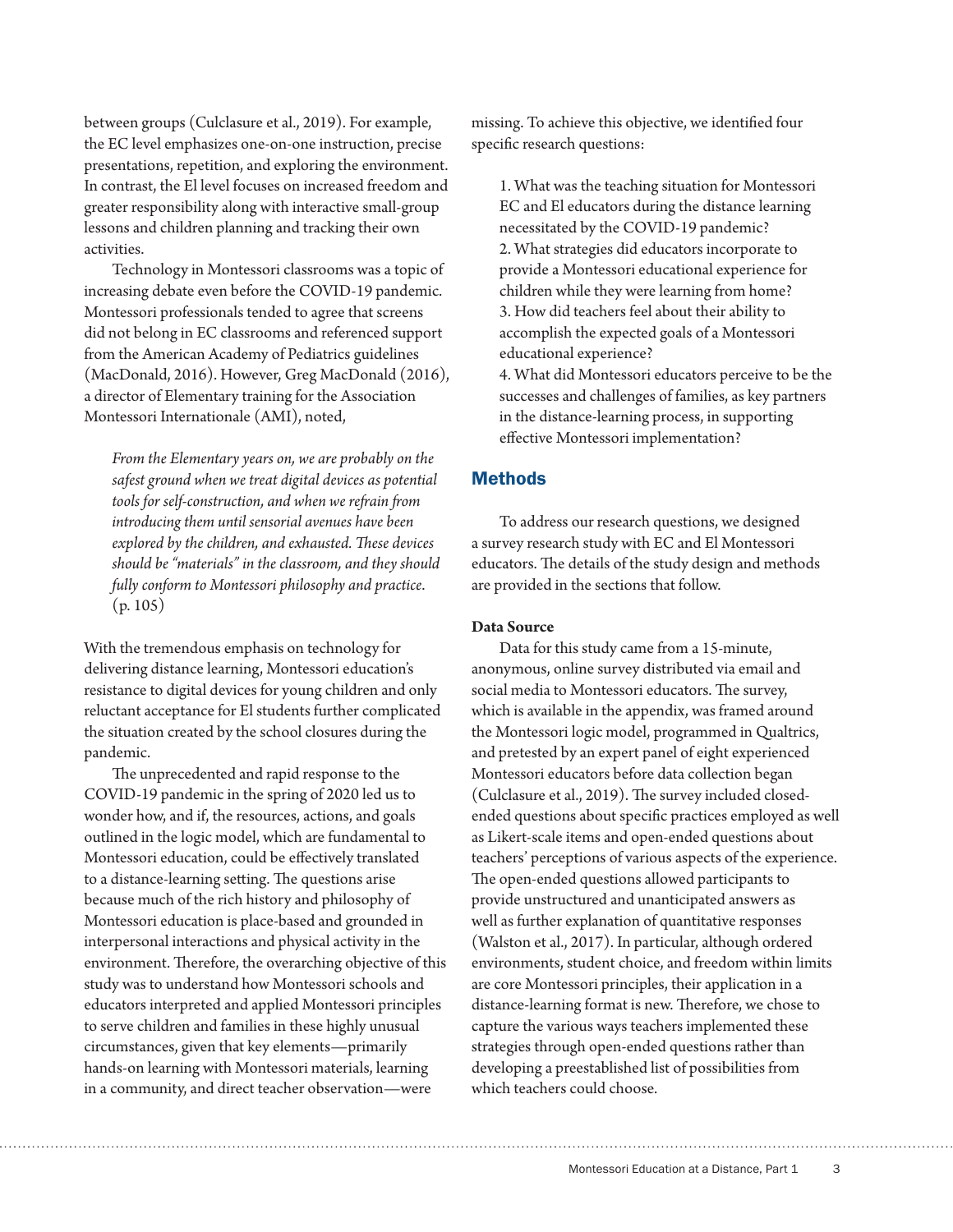between groups (Culclasure et al., 2019). For example, the EC level emphasizes one-on-one instruction, precise presentations, repetition, and exploring the environment. In contrast, the El level focuses on increased freedom and greater responsibility along with interactive small-group lessons and children planning and tracking their own activities.

Technology in Montessori classrooms was a topic of increasing debate even before the COVID-19 pandemic. Montessori professionals tended to agree that screens did not belong in EC classrooms and referenced support from the American Academy of Pediatrics guidelines (MacDonald, 2016). However, Greg MacDonald (2016), a director of Elementary training for the Association Montessori Internationale (AMI), noted,

> *From the Elementary years on, we are probably on the safest ground when we treat digital devices as potential tools for self-construction, and when we refrain from introducing them until sensorial avenues have been explored by the children, and exhausted. These devices should be "materials" in the classroom, and they should fully conform to Montessori philosophy and practice.* (p. 105)

With the tremendous emphasis on technology for delivering distance learning, Montessori education's resistance to digital devices for young children and only reluctant acceptance for El students further complicated the situation created by the school closures during the pandemic.

The unprecedented and rapid response to the COVID-19 pandemic in the spring of 2020 led us to wonder how, and if, the resources, actions, and goals outlined in the logic model, which are fundamental to Montessori education, could be effectively translated to a distance-learning setting. The questions arise because much of the rich history and philosophy of Montessori education is place-based and grounded in interpersonal interactions and physical activity in the environment. Therefore, the overarching objective of this study was to understand how Montessori schools and educators interpreted and applied Montessori principles to serve children and families in these highly unusual circumstances, given that key elements—primarily hands-on learning with Montessori materials, learning in a community, and direct teacher observation—were missing. To achieve this objective, we identified four specific research questions:

1. What was the teaching situation for Montessori EC and El educators during the distance learning necessitated by the COVID-19 pandemic?
2. What strategies did educators incorporate to provide a Montessori educational experience for children while they were learning from home?
3. How did teachers feel about their ability to accomplish the expected goals of a Montessori educational experience?
4. What did Montessori educators perceive to be the successes and challenges of families, as key partners in the distance-learning process, in supporting effective Montessori implementation?

## Methods

To address our research questions, we designed a survey research study with EC and El Montessori educators. The details of the study design and methods are provided in the sections that follow.

### Data Source

Data for this study came from a 15-minute, anonymous, online survey distributed via email and social media to Montessori educators. The survey, which is available in the appendix, was framed around the Montessori logic model, programmed in Qualtrics, and pretested by an expert panel of eight experienced Montessori educators before data collection began (Culclasure et al., 2019). The survey included closed-ended questions about specific practices employed as well as Likert-scale items and open-ended questions about teachers' perceptions of various aspects of the experience. The open-ended questions allowed participants to provide unstructured and unanticipated answers as well as further explanation of quantitative responses (Walston et al., 2017). In particular, although ordered environments, student choice, and freedom within limits are core Montessori principles, their application in a distance-learning format is new. Therefore, we chose to capture the various ways teachers implemented these strategies through open-ended questions rather than developing a preestablished list of possibilities from which teachers could choose.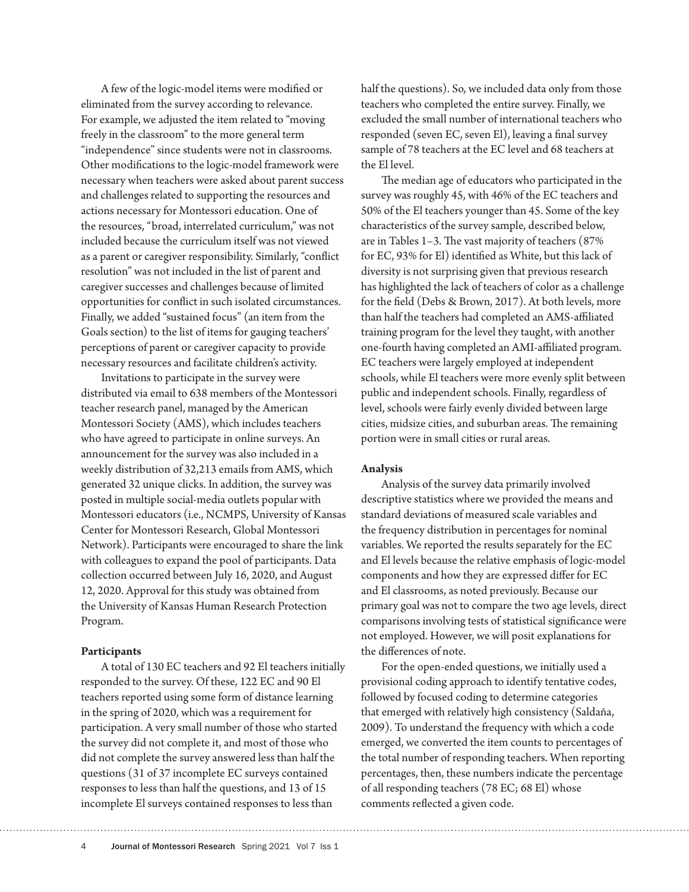A few of the logic-model items were modified or eliminated from the survey according to relevance. For example, we adjusted the item related to "moving freely in the classroom" to the more general term "independence" since students were not in classrooms. Other modifications to the logic-model framework were necessary when teachers were asked about parent success and challenges related to supporting the resources and actions necessary for Montessori education. One of the resources, "broad, interrelated curriculum," was not included because the curriculum itself was not viewed as a parent or caregiver responsibility. Similarly, "conflict resolution" was not included in the list of parent and caregiver successes and challenges because of limited opportunities for conflict in such isolated circumstances. Finally, we added "sustained focus" (an item from the Goals section) to the list of items for gauging teachers' perceptions of parent or caregiver capacity to provide necessary resources and facilitate children's activity.

Invitations to participate in the survey were distributed via email to 638 members of the Montessori teacher research panel, managed by the American Montessori Society (AMS), which includes teachers who have agreed to participate in online surveys. An announcement for the survey was also included in a weekly distribution of 32,213 emails from AMS, which generated 32 unique clicks. In addition, the survey was posted in multiple social-media outlets popular with Montessori educators (i.e., NCMPS, University of Kansas Center for Montessori Research, Global Montessori Network). Participants were encouraged to share the link with colleagues to expand the pool of participants. Data collection occurred between July 16, 2020, and August 12, 2020. Approval for this study was obtained from the University of Kansas Human Research Protection Program.

**Participants**

A total of 130 EC teachers and 92 El teachers initially responded to the survey. Of these, 122 EC and 90 El teachers reported using some form of distance learning in the spring of 2020, which was a requirement for participation. A very small number of those who started the survey did not complete it, and most of those who did not complete the survey answered less than half the questions (31 of 37 incomplete EC surveys contained responses to less than half the questions, and 13 of 15 incomplete El surveys contained responses to less than half the questions). So, we included data only from those teachers who completed the entire survey. Finally, we excluded the small number of international teachers who responded (seven EC, seven El), leaving a final survey sample of 78 teachers at the EC level and 68 teachers at the El level.

The median age of educators who participated in the survey was roughly 45, with 46% of the EC teachers and 50% of the El teachers younger than 45. Some of the key characteristics of the survey sample, described below, are in Tables 1–3. The vast majority of teachers (87% for EC, 93% for El) identified as White, but this lack of diversity is not surprising given that previous research has highlighted the lack of teachers of color as a challenge for the field (Debs & Brown, 2017). At both levels, more than half the teachers had completed an AMS-affiliated training program for the level they taught, with another one-fourth having completed an AMI-affiliated program. EC teachers were largely employed at independent schools, while El teachers were more evenly split between public and independent schools. Finally, regardless of level, schools were fairly evenly divided between large cities, midsize cities, and suburban areas. The remaining portion were in small cities or rural areas.

**Analysis**

Analysis of the survey data primarily involved descriptive statistics where we provided the means and standard deviations of measured scale variables and the frequency distribution in percentages for nominal variables. We reported the results separately for the EC and El levels because the relative emphasis of logic-model components and how they are expressed differ for EC and El classrooms, as noted previously. Because our primary goal was not to compare the two age levels, direct comparisons involving tests of statistical significance were not employed. However, we will posit explanations for the differences of note.

For the open-ended questions, we initially used a provisional coding approach to identify tentative codes, followed by focused coding to determine categories that emerged with relatively high consistency (Saldaña, 2009). To understand the frequency with which a code emerged, we converted the item counts to percentages of the total number of responding teachers. When reporting percentages, then, these numbers indicate the percentage of all responding teachers (78 EC; 68 El) whose comments reflected a given code.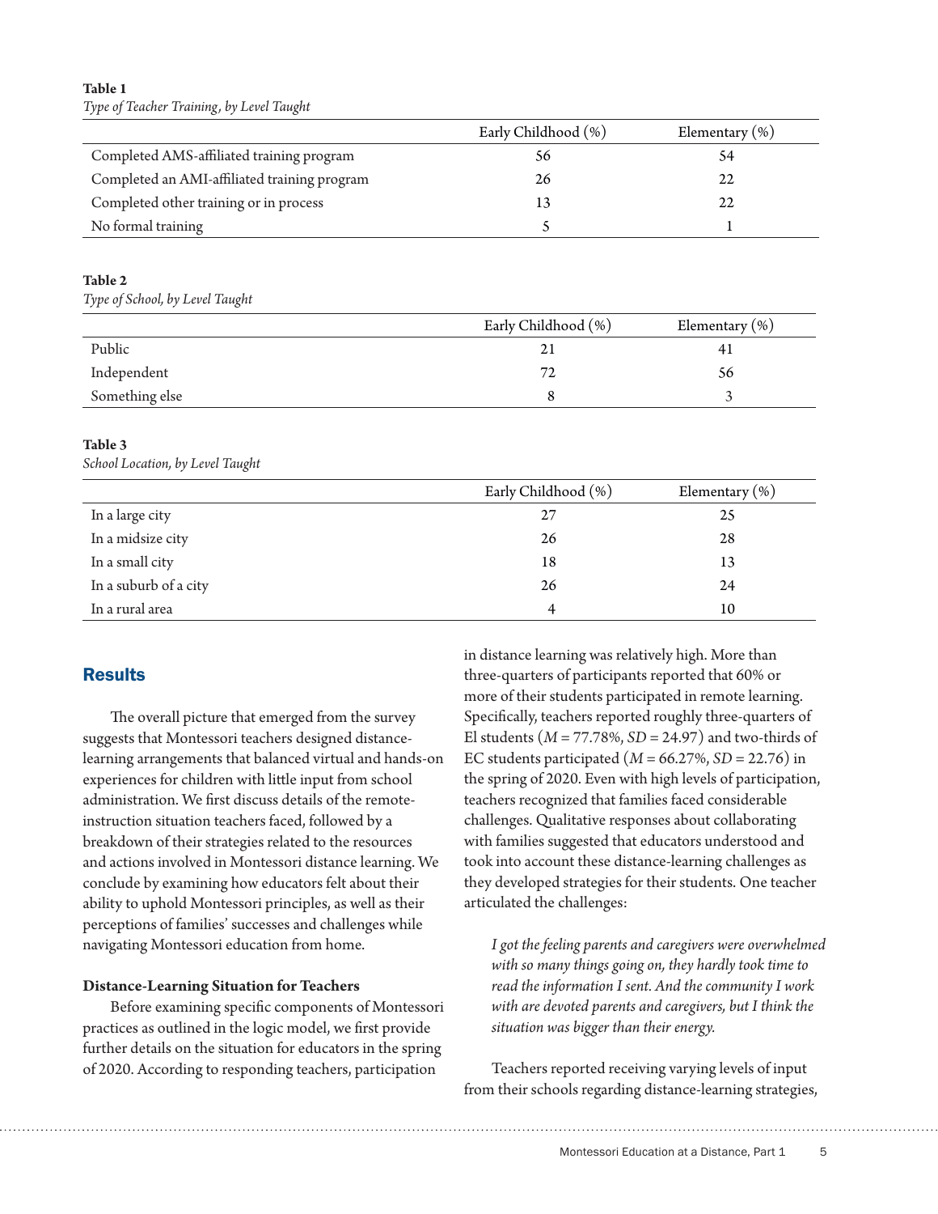**Table 1**

*Type of Teacher Training, by Level Taught*

| | Early Childhood (%) | Elementary (%) |
|---|---|---|
| Completed AMS-affiliated training program | 56 | 54 |
| Completed an AMI-affiliated training program | 26 | 22 |
| Completed other training or in process | 13 | 22 |
| No formal training | 5 | 1 |

**Table 2**

*Type of School, by Level Taught*

| | Early Childhood (%) | Elementary (%) |
|---|---|---|
| Public | 21 | 41 |
| Independent | 72 | 56 |
| Something else | 8 | 3 |

**Table 3**

*School Location, by Level Taught*

| | Early Childhood (%) | Elementary (%) |
|---|---|---|
| In a large city | 27 | 25 |
| In a midsize city | 26 | 28 |
| In a small city | 18 | 13 |
| In a suburb of a city | 26 | 24 |
| In a rural area | 4 | 10 |

## Results

The overall picture that emerged from the survey suggests that Montessori teachers designed distance-learning arrangements that balanced virtual and hands-on experiences for children with little input from school administration. We first discuss details of the remote-instruction situation teachers faced, followed by a breakdown of their strategies related to the resources and actions involved in Montessori distance learning. We conclude by examining how educators felt about their ability to uphold Montessori principles, as well as their perceptions of families' successes and challenges while navigating Montessori education from home.

### Distance-Learning Situation for Teachers

Before examining specific components of Montessori practices as outlined in the logic model, we first provide further details on the situation for educators in the spring of 2020. According to responding teachers, participation in distance learning was relatively high. More than three-quarters of participants reported that 60% or more of their students participated in remote learning. Specifically, teachers reported roughly three-quarters of El students ($M = 77.78\%$, $SD = 24.97$) and two-thirds of EC students participated ($M = 66.27\%$, $SD = 22.76$) in the spring of 2020. Even with high levels of participation, teachers recognized that families faced considerable challenges. Qualitative responses about collaborating with families suggested that educators understood and took into account these distance-learning challenges as they developed strategies for their students. One teacher articulated the challenges:

> *I got the feeling parents and caregivers were overwhelmed with so many things going on, they hardly took time to read the information I sent. And the community I work with are devoted parents and caregivers, but I think the situation was bigger than their energy.*

Teachers reported receiving varying levels of input from their schools regarding distance-learning strategies,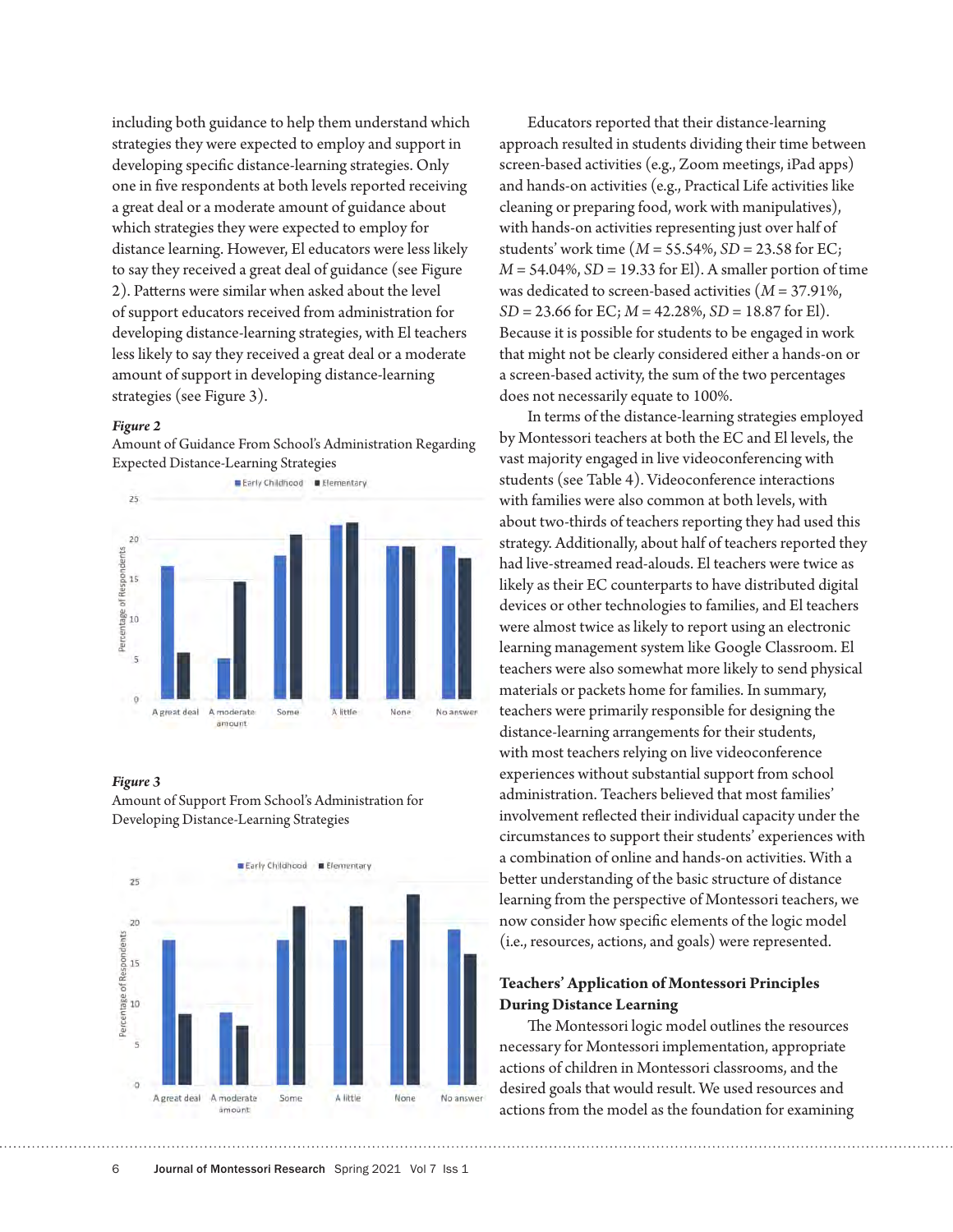including both guidance to help them understand which strategies they were expected to employ and support in developing specific distance-learning strategies. Only one in five respondents at both levels reported receiving a great deal or a moderate amount of guidance about which strategies they were expected to employ for distance learning. However, El educators were less likely to say they received a great deal of guidance (see Figure 2). Patterns were similar when asked about the level of support educators received from administration for developing distance-learning strategies, with El teachers less likely to say they received a great deal or a moderate amount of support in developing distance-learning strategies (see Figure 3).

***Figure 2***
Amount of Guidance From School's Administration Regarding Expected Distance-Learning Strategies

***Figure 3***
Amount of Support From School's Administration for Developing Distance-Learning Strategies

Educators reported that their distance-learning approach resulted in students dividing their time between screen-based activities (e.g., Zoom meetings, iPad apps) and hands-on activities (e.g., Practical Life activities like cleaning or preparing food, work with manipulatives), with hands-on activities representing just over half of students' work time ($M$ = 55.54%, $SD$ = 23.58 for EC; $M$ = 54.04%, $SD$ = 19.33 for El). A smaller portion of time was dedicated to screen-based activities ($M$ = 37.91%, $SD$ = 23.66 for EC; $M$ = 42.28%, $SD$ = 18.87 for El). Because it is possible for students to be engaged in work that might not be clearly considered either a hands-on or a screen-based activity, the sum of the two percentages does not necessarily equate to 100%.

In terms of the distance-learning strategies employed by Montessori teachers at both the EC and El levels, the vast majority engaged in live videoconferencing with students (see Table 4). Videoconference interactions with families were also common at both levels, with about two-thirds of teachers reporting they had used this strategy. Additionally, about half of teachers reported they had live-streamed read-alouds. El teachers were twice as likely as their EC counterparts to have distributed digital devices or other technologies to families, and El teachers were almost twice as likely to report using an electronic learning management system like Google Classroom. El teachers were also somewhat more likely to send physical materials or packets home for families. In summary, teachers were primarily responsible for designing the distance-learning arrangements for their students, with most teachers relying on live videoconference experiences without substantial support from school administration. Teachers believed that most families' involvement reflected their individual capacity under the circumstances to support their students' experiences with a combination of online and hands-on activities. With a better understanding of the basic structure of distance learning from the perspective of Montessori teachers, we now consider how specific elements of the logic model (i.e., resources, actions, and goals) were represented.

### Teachers' Application of Montessori Principles During Distance Learning

The Montessori logic model outlines the resources necessary for Montessori implementation, appropriate actions of children in Montessori classrooms, and the desired goals that would result. We used resources and actions from the model as the foundation for examining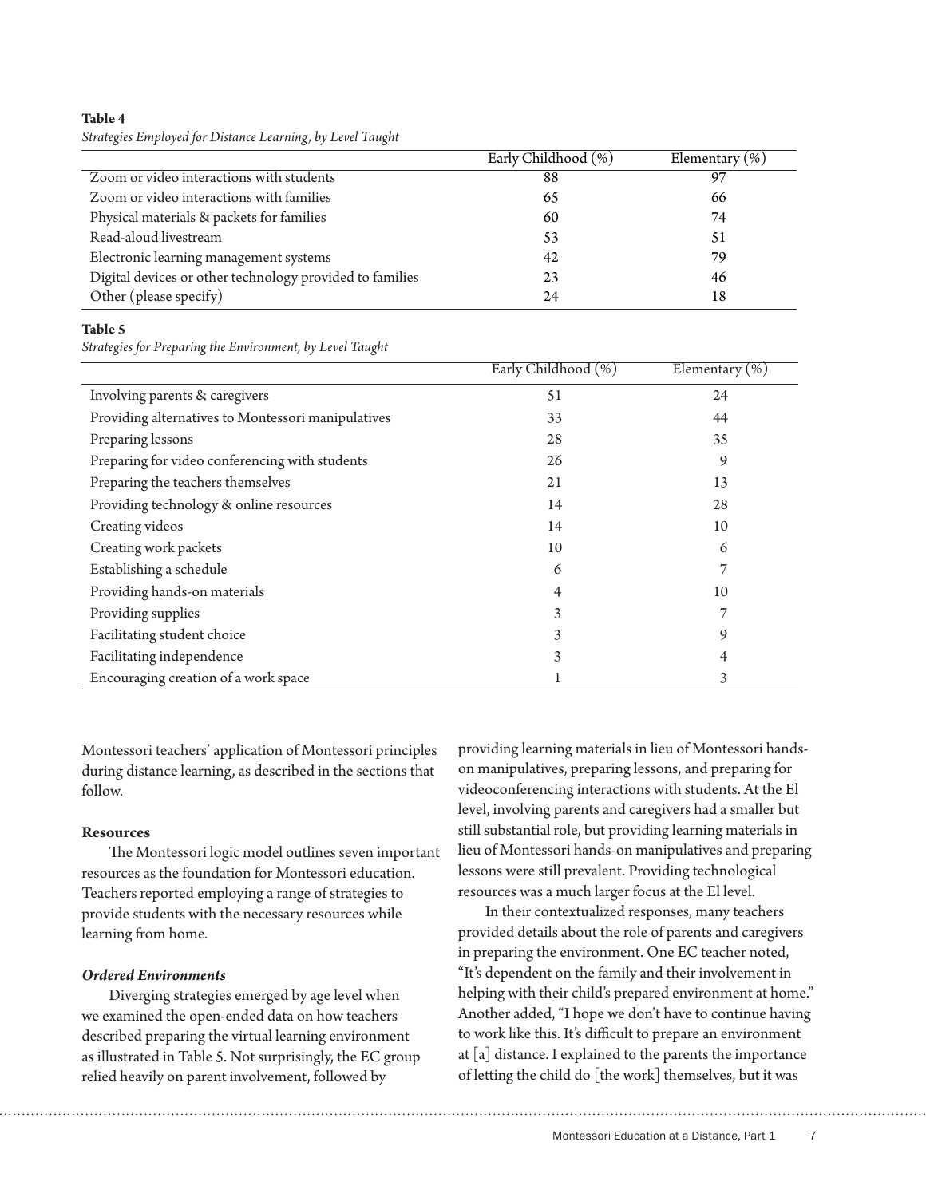**Table 4**

*Strategies Employed for Distance Learning, by Level Taught*

| | Early Childhood (%) | Elementary (%) |
|---|---|---|
| Zoom or video interactions with students | 88 | 97 |
| Zoom or video interactions with families | 65 | 66 |
| Physical materials & packets for families | 60 | 74 |
| Read-aloud livestream | 53 | 51 |
| Electronic learning management systems | 42 | 79 |
| Digital devices or other technology provided to families | 23 | 46 |
| Other (please specify) | 24 | 18 |

**Table 5**

*Strategies for Preparing the Environment, by Level Taught*

| | Early Childhood (%) | Elementary (%) |
|---|---|---|
| Involving parents & caregivers | 51 | 24 |
| Providing alternatives to Montessori manipulatives | 33 | 44 |
| Preparing lessons | 28 | 35 |
| Preparing for video conferencing with students | 26 | 9 |
| Preparing the teachers themselves | 21 | 13 |
| Providing technology & online resources | 14 | 28 |
| Creating videos | 14 | 10 |
| Creating work packets | 10 | 6 |
| Establishing a schedule | 6 | 7 |
| Providing hands-on materials | 4 | 10 |
| Providing supplies | 3 | 7 |
| Facilitating student choice | 3 | 9 |
| Facilitating independence | 3 | 4 |
| Encouraging creation of a work space | 1 | 3 |

Montessori teachers' application of Montessori principles during distance learning, as described in the sections that follow.

**Resources**

The Montessori logic model outlines seven important resources as the foundation for Montessori education. Teachers reported employing a range of strategies to provide students with the necessary resources while learning from home.

***Ordered Environments***

Diverging strategies emerged by age level when we examined the open-ended data on how teachers described preparing the virtual learning environment as illustrated in Table 5. Not surprisingly, the EC group relied heavily on parent involvement, followed by providing learning materials in lieu of Montessori hands-on manipulatives, preparing lessons, and preparing for videoconferencing interactions with students. At the El level, involving parents and caregivers had a smaller but still substantial role, but providing learning materials in lieu of Montessori hands-on manipulatives and preparing lessons were still prevalent. Providing technological resources was a much larger focus at the El level.

In their contextualized responses, many teachers provided details about the role of parents and caregivers in preparing the environment. One EC teacher noted, "It's dependent on the family and their involvement in helping with their child's prepared environment at home." Another added, "I hope we don't have to continue having to work like this. It's difficult to prepare an environment at [a] distance. I explained to the parents the importance of letting the child do [the work] themselves, but it was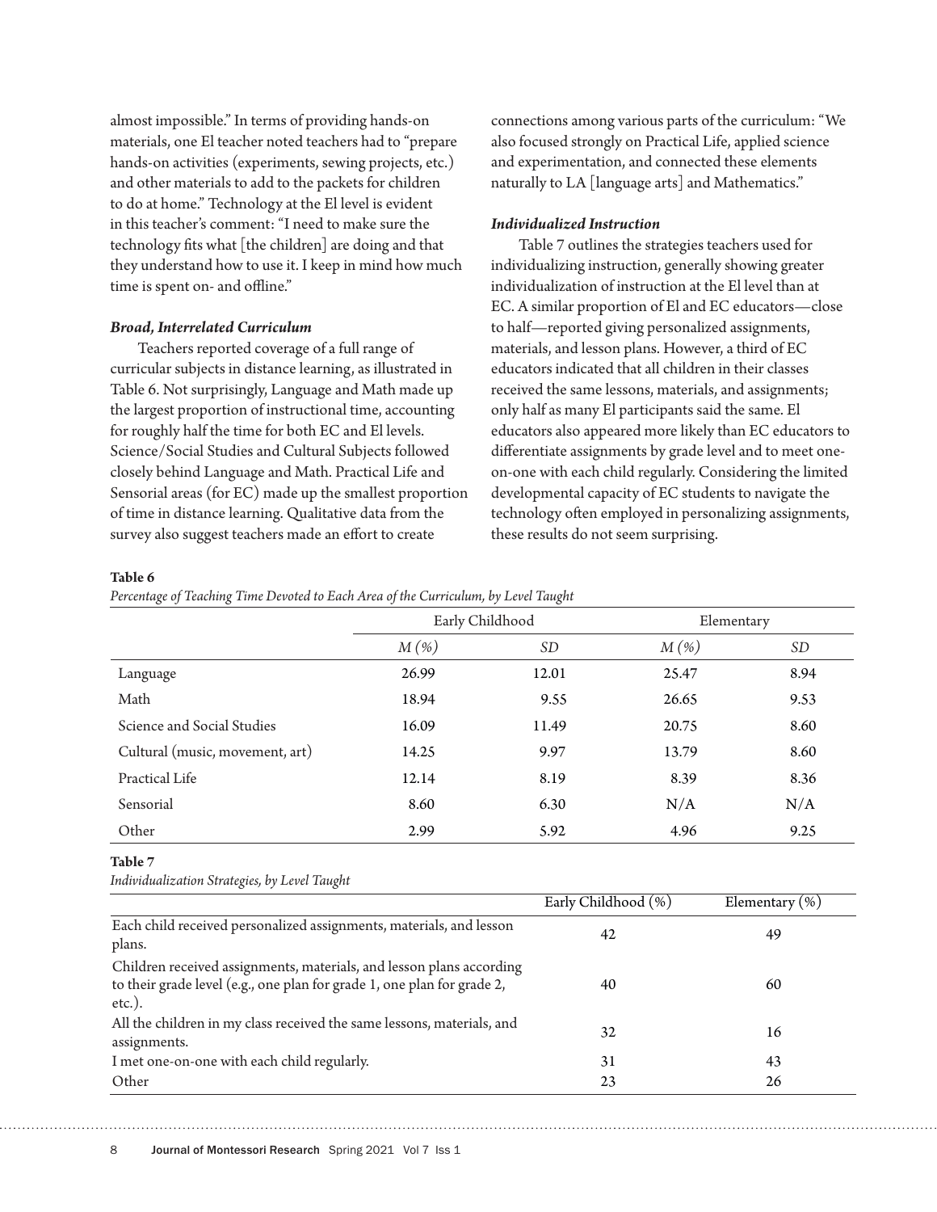almost impossible." In terms of providing hands-on materials, one El teacher noted teachers had to "prepare hands-on activities (experiments, sewing projects, etc.) and other materials to add to the packets for children to do at home." Technology at the El level is evident in this teacher's comment: "I need to make sure the technology fits what [the children] are doing and that they understand how to use it. I keep in mind how much time is spent on- and offline."

### *Broad, Interrelated Curriculum*

Teachers reported coverage of a full range of curricular subjects in distance learning, as illustrated in Table 6. Not surprisingly, Language and Math made up the largest proportion of instructional time, accounting for roughly half the time for both EC and El levels. Science/Social Studies and Cultural Subjects followed closely behind Language and Math. Practical Life and Sensorial areas (for EC) made up the smallest proportion of time in distance learning. Qualitative data from the survey also suggest teachers made an effort to create connections among various parts of the curriculum: "We also focused strongly on Practical Life, applied science and experimentation, and connected these elements naturally to LA [language arts] and Mathematics."

### *Individualized Instruction*

Table 7 outlines the strategies teachers used for individualizing instruction, generally showing greater individualization of instruction at the El level than at EC. A similar proportion of El and EC educators—close to half—reported giving personalized assignments, materials, and lesson plans. However, a third of EC educators indicated that all children in their classes received the same lessons, materials, and assignments; only half as many El participants said the same. El educators also appeared more likely than EC educators to differentiate assignments by grade level and to meet one-on-one with each child regularly. Considering the limited developmental capacity of EC students to navigate the technology often employed in personalizing assignments, these results do not seem surprising.

**Table 6**

*Percentage of Teaching Time Devoted to Each Area of the Curriculum, by Level Taught*

| | Early Childhood | | Elementary | |
|---|---|---|---|---|
| | *M* (%) | *SD* | *M* (%) | *SD* |
| Language | 26.99 | 12.01 | 25.47 | 8.94 |
| Math | 18.94 | 9.55 | 26.65 | 9.53 |
| Science and Social Studies | 16.09 | 11.49 | 20.75 | 8.60 |
| Cultural (music, movement, art) | 14.25 | 9.97 | 13.79 | 8.60 |
| Practical Life | 12.14 | 8.19 | 8.39 | 8.36 |
| Sensorial | 8.60 | 6.30 | N/A | N/A |
| Other | 2.99 | 5.92 | 4.96 | 9.25 |

**Table 7**

*Individualization Strategies, by Level Taught*

| | Early Childhood (%) | Elementary (%) |
|---|---|---|
| Each child received personalized assignments, materials, and lesson plans. | 42 | 49 |
| Children received assignments, materials, and lesson plans according to their grade level (e.g., one plan for grade 1, one plan for grade 2, etc.). | 40 | 60 |
| All the children in my class received the same lessons, materials, and assignments. | 32 | 16 |
| I met one-on-one with each child regularly. | 31 | 43 |
| Other | 23 | 26 |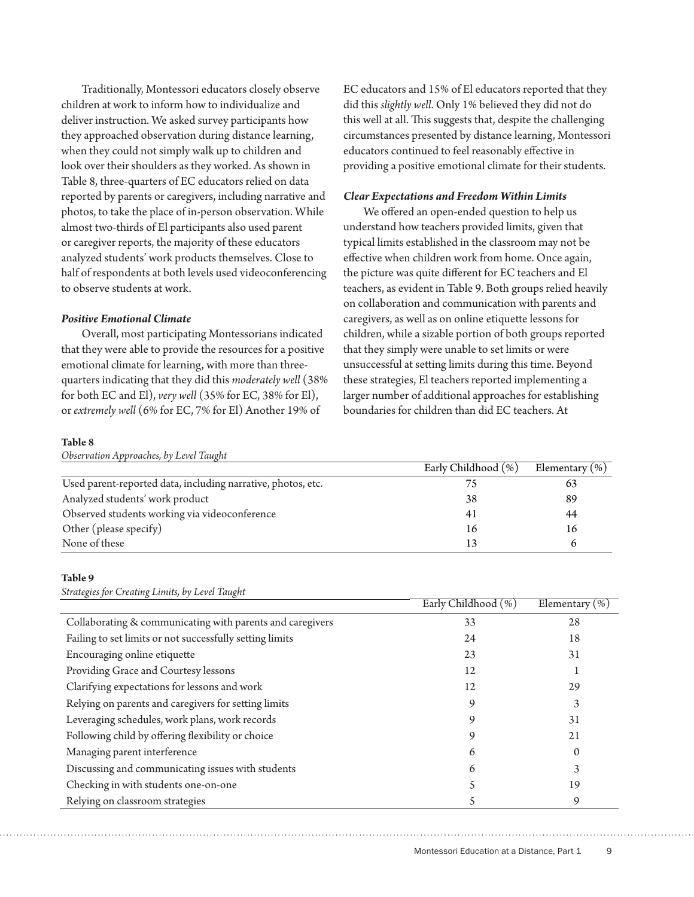Traditionally, Montessori educators closely observe children at work to inform how to individualize and deliver instruction. We asked survey participants how they approached observation during distance learning, when they could not simply walk up to children and look over their shoulders as they worked. As shown in Table 8, three-quarters of EC educators relied on data reported by parents or caregivers, including narrative and photos, to take the place of in-person observation. While almost two-thirds of El participants also used parent or caregiver reports, the majority of these educators analyzed students' work products themselves. Close to half of respondents at both levels used videoconferencing to observe students at work.

### *Positive Emotional Climate*

Overall, most participating Montessorians indicated that they were able to provide the resources for a positive emotional climate for learning, with more than three-quarters indicating that they did this *moderately well* (38% for both EC and El), *very well* (35% for EC, 38% for El), or *extremely well* (6% for EC, 7% for El) Another 19% of EC educators and 15% of El educators reported that they did this *slightly well*. Only 1% believed they did not do this well at all. This suggests that, despite the challenging circumstances presented by distance learning, Montessori educators continued to feel reasonably effective in providing a positive emotional climate for their students.

### *Clear Expectations and Freedom Within Limits*

We offered an open-ended question to help us understand how teachers provided limits, given that typical limits established in the classroom may not be effective when children work from home. Once again, the picture was quite different for EC teachers and El teachers, as evident in Table 9. Both groups relied heavily on collaboration and communication with parents and caregivers, as well as on online etiquette lessons for children, while a sizable portion of both groups reported that they simply were unable to set limits or were unsuccessful at setting limits during this time. Beyond these strategies, El teachers reported implementing a larger number of additional approaches for establishing boundaries for children than did EC teachers. At

**Table 8**

*Observation Approaches, by Level Taught*

| | Early Childhood (%) | Elementary (%) |
|---|---|---|
| Used parent-reported data, including narrative, photos, etc. | 75 | 63 |
| Analyzed students' work product | 38 | 89 |
| Observed students working via videoconference | 41 | 44 |
| Other (please specify) | 16 | 16 |
| None of these | 13 | 6 |

**Table 9**

*Strategies for Creating Limits, by Level Taught*

| | Early Childhood (%) | Elementary (%) |
|---|---|---|
| Collaborating & communicating with parents and caregivers | 33 | 28 |
| Failing to set limits or not successfully setting limits | 24 | 18 |
| Encouraging online etiquette | 23 | 31 |
| Providing Grace and Courtesy lessons | 12 | 1 |
| Clarifying expectations for lessons and work | 12 | 29 |
| Relying on parents and caregivers for setting limits | 9 | 3 |
| Leveraging schedules, work plans, work records | 9 | 31 |
| Following child by offering flexibility or choice | 9 | 21 |
| Managing parent interference | 6 | 0 |
| Discussing and communicating issues with students | 6 | 3 |
| Checking in with students one-on-one | 5 | 19 |
| Relying on classroom strategies | 5 | 9 |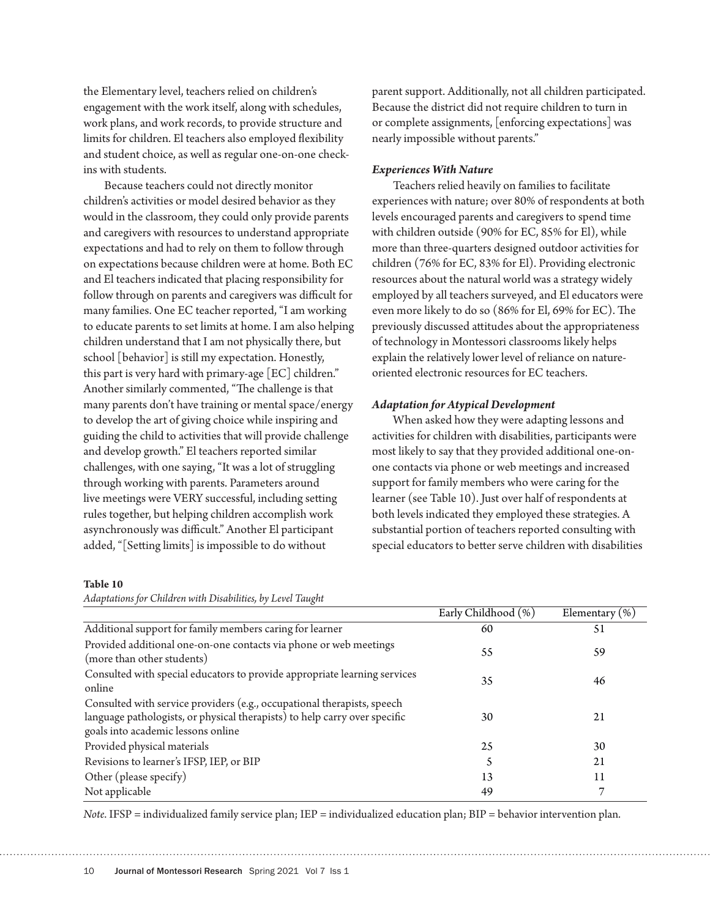the Elementary level, teachers relied on children's engagement with the work itself, along with schedules, work plans, and work records, to provide structure and limits for children. El teachers also employed flexibility and student choice, as well as regular one-on-one check-ins with students.

Because teachers could not directly monitor children's activities or model desired behavior as they would in the classroom, they could only provide parents and caregivers with resources to understand appropriate expectations and had to rely on them to follow through on expectations because children were at home. Both EC and El teachers indicated that placing responsibility for follow through on parents and caregivers was difficult for many families. One EC teacher reported, "I am working to educate parents to set limits at home. I am also helping children understand that I am not physically there, but school [behavior] is still my expectation. Honestly, this part is very hard with primary-age [EC] children." Another similarly commented, "The challenge is that many parents don't have training or mental space/energy to develop the art of giving choice while inspiring and guiding the child to activities that will provide challenge and develop growth." El teachers reported similar challenges, with one saying, "It was a lot of struggling through working with parents. Parameters around live meetings were VERY successful, including setting rules together, but helping children accomplish work asynchronously was difficult." Another El participant added, "[Setting limits] is impossible to do without parent support. Additionally, not all children participated. Because the district did not require children to turn in or complete assignments, [enforcing expectations] was nearly impossible without parents."

### *Experiences With Nature*

Teachers relied heavily on families to facilitate experiences with nature; over 80% of respondents at both levels encouraged parents and caregivers to spend time with children outside (90% for EC, 85% for El), while more than three-quarters designed outdoor activities for children (76% for EC, 83% for El). Providing electronic resources about the natural world was a strategy widely employed by all teachers surveyed, and El educators were even more likely to do so (86% for El, 69% for EC). The previously discussed attitudes about the appropriateness of technology in Montessori classrooms likely helps explain the relatively lower level of reliance on nature-oriented electronic resources for EC teachers.

### *Adaptation for Atypical Development*

When asked how they were adapting lessons and activities for children with disabilities, participants were most likely to say that they provided additional one-on-one contacts via phone or web meetings and increased support for family members who were caring for the learner (see Table 10). Just over half of respondents at both levels indicated they employed these strategies. A substantial portion of teachers reported consulting with special educators to better serve children with disabilities

**Table 10**

*Adaptations for Children with Disabilities, by Level Taught*

| | Early Childhood (%) | Elementary (%) |
|---|---|---|
| Additional support for family members caring for learner | 60 | 51 |
| Provided additional one-on-one contacts via phone or web meetings (more than other students) | 55 | 59 |
| Consulted with special educators to provide appropriate learning services online | 35 | 46 |
| Consulted with service providers (e.g., occupational therapists, speech language pathologists, or physical therapists) to help carry over specific goals into academic lessons online | 30 | 21 |
| Provided physical materials | 25 | 30 |
| Revisions to learner's IFSP, IEP, or BIP | 5 | 21 |
| Other (please specify) | 13 | 11 |
| Not applicable | 49 | 7 |

*Note*. IFSP = individualized family service plan; IEP = individualized education plan; BIP = behavior intervention plan.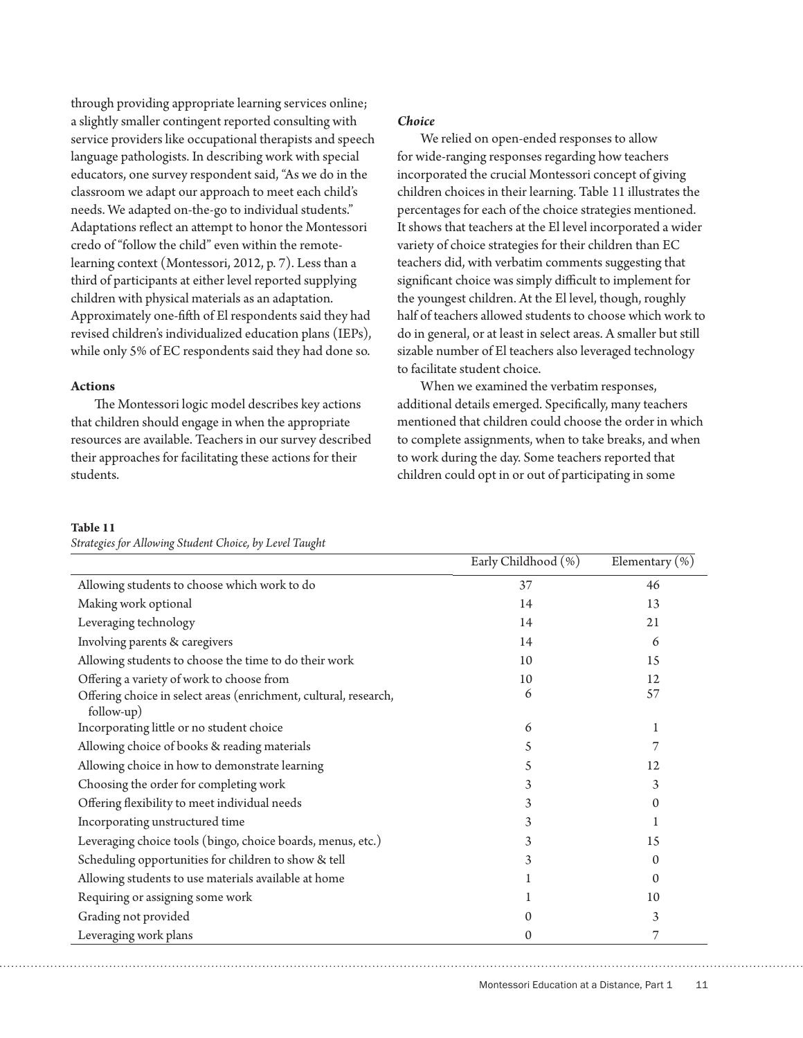through providing appropriate learning services online; a slightly smaller contingent reported consulting with service providers like occupational therapists and speech language pathologists. In describing work with special educators, one survey respondent said, "As we do in the classroom we adapt our approach to meet each child's needs. We adapted on-the-go to individual students." Adaptations reflect an attempt to honor the Montessori credo of "follow the child" even within the remote-learning context (Montessori, 2012, p. 7). Less than a third of participants at either level reported supplying children with physical materials as an adaptation. Approximately one-fifth of El respondents said they had revised children's individualized education plans (IEPs), while only 5% of EC respondents said they had done so.

### Actions

The Montessori logic model describes key actions that children should engage in when the appropriate resources are available. Teachers in our survey described their approaches for facilitating these actions for their students.

#### *Choice*

We relied on open-ended responses to allow for wide-ranging responses regarding how teachers incorporated the crucial Montessori concept of giving children choices in their learning. Table 11 illustrates the percentages for each of the choice strategies mentioned. It shows that teachers at the El level incorporated a wider variety of choice strategies for their children than EC teachers did, with verbatim comments suggesting that significant choice was simply difficult to implement for the youngest children. At the El level, though, roughly half of teachers allowed students to choose which work to do in general, or at least in select areas. A smaller but still sizable number of El teachers also leveraged technology to facilitate student choice.

When we examined the verbatim responses, additional details emerged. Specifically, many teachers mentioned that children could choose the order in which to complete assignments, when to take breaks, and when to work during the day. Some teachers reported that children could opt in or out of participating in some

**Table 11**
*Strategies for Allowing Student Choice, by Level Taught*

| | Early Childhood (%) | Elementary (%) |
|---|---|---|
| Allowing students to choose which work to do | 37 | 46 |
| Making work optional | 14 | 13 |
| Leveraging technology | 14 | 21 |
| Involving parents & caregivers | 14 | 6 |
| Allowing students to choose the time to do their work | 10 | 15 |
| Offering a variety of work to choose from | 10 | 12 |
| Offering choice in select areas (enrichment, cultural, research, follow-up) | 6 | 57 |
| Incorporating little or no student choice | 6 | 1 |
| Allowing choice of books & reading materials | 5 | 7 |
| Allowing choice in how to demonstrate learning | 5 | 12 |
| Choosing the order for completing work | 3 | 3 |
| Offering flexibility to meet individual needs | 3 | 0 |
| Incorporating unstructured time | 3 | 1 |
| Leveraging choice tools (bingo, choice boards, menus, etc.) | 3 | 15 |
| Scheduling opportunities for children to show & tell | 3 | 0 |
| Allowing students to use materials available at home | 1 | 0 |
| Requiring or assigning some work | 1 | 10 |
| Grading not provided | 0 | 3 |
| Leveraging work plans | 0 | 7 |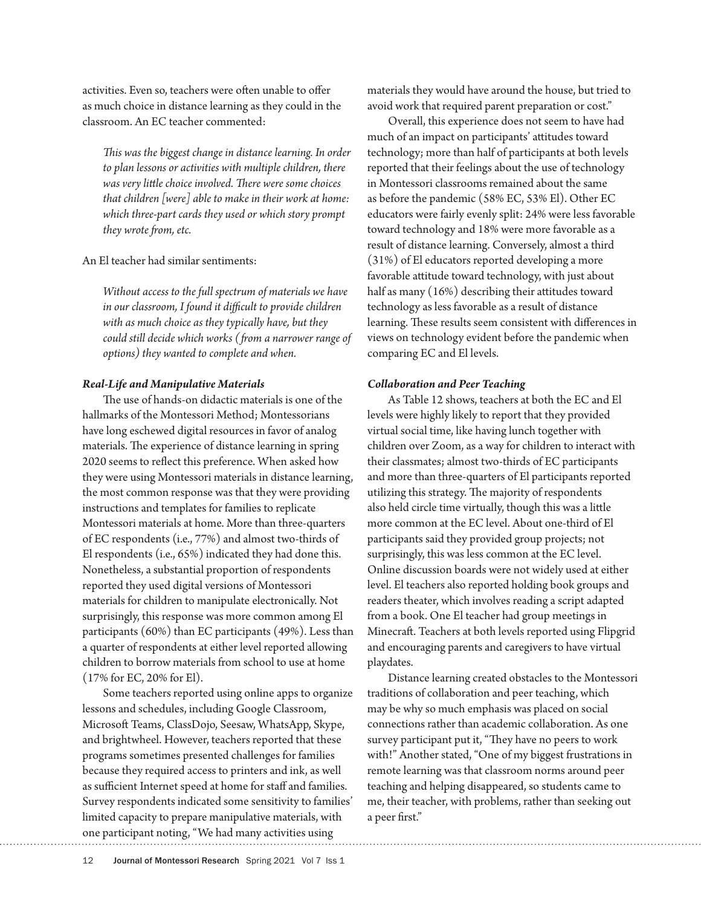activities. Even so, teachers were often unable to offer as much choice in distance learning as they could in the classroom. An EC teacher commented:

> *This was the biggest change in distance learning. In order to plan lessons or activities with multiple children, there was very little choice involved. There were some choices that children [were] able to make in their work at home: which three-part cards they used or which story prompt they wrote from, etc.*

An El teacher had similar sentiments:

> *Without access to the full spectrum of materials we have in our classroom, I found it difficult to provide children with as much choice as they typically have, but they could still decide which works (from a narrower range of options) they wanted to complete and when.*

### *Real-Life and Manipulative Materials*

The use of hands-on didactic materials is one of the hallmarks of the Montessori Method; Montessorians have long eschewed digital resources in favor of analog materials. The experience of distance learning in spring 2020 seems to reflect this preference. When asked how they were using Montessori materials in distance learning, the most common response was that they were providing instructions and templates for families to replicate Montessori materials at home. More than three-quarters of EC respondents (i.e., 77%) and almost two-thirds of El respondents (i.e., 65%) indicated they had done this. Nonetheless, a substantial proportion of respondents reported they used digital versions of Montessori materials for children to manipulate electronically. Not surprisingly, this response was more common among El participants (60%) than EC participants (49%). Less than a quarter of respondents at either level reported allowing children to borrow materials from school to use at home (17% for EC, 20% for El).

Some teachers reported using online apps to organize lessons and schedules, including Google Classroom, Microsoft Teams, ClassDojo, Seesaw, WhatsApp, Skype, and brightwheel. However, teachers reported that these programs sometimes presented challenges for families because they required access to printers and ink, as well as sufficient Internet speed at home for staff and families. Survey respondents indicated some sensitivity to families' limited capacity to prepare manipulative materials, with one participant noting, "We had many activities using materials they would have around the house, but tried to avoid work that required parent preparation or cost."

Overall, this experience does not seem to have had much of an impact on participants' attitudes toward technology; more than half of participants at both levels reported that their feelings about the use of technology in Montessori classrooms remained about the same as before the pandemic (58% EC, 53% El). Other EC educators were fairly evenly split: 24% were less favorable toward technology and 18% were more favorable as a result of distance learning. Conversely, almost a third (31%) of El educators reported developing a more favorable attitude toward technology, with just about half as many (16%) describing their attitudes toward technology as less favorable as a result of distance learning. These results seem consistent with differences in views on technology evident before the pandemic when comparing EC and El levels.

### *Collaboration and Peer Teaching*

As Table 12 shows, teachers at both the EC and El levels were highly likely to report that they provided virtual social time, like having lunch together with children over Zoom, as a way for children to interact with their classmates; almost two-thirds of EC participants and more than three-quarters of El participants reported utilizing this strategy. The majority of respondents also held circle time virtually, though this was a little more common at the EC level. About one-third of El participants said they provided group projects; not surprisingly, this was less common at the EC level. Online discussion boards were not widely used at either level. El teachers also reported holding book groups and readers theater, which involves reading a script adapted from a book. One El teacher had group meetings in Minecraft. Teachers at both levels reported using Flipgrid and encouraging parents and caregivers to have virtual playdates.

Distance learning created obstacles to the Montessori traditions of collaboration and peer teaching, which may be why so much emphasis was placed on social connections rather than academic collaboration. As one survey participant put it, "They have no peers to work with!" Another stated, "One of my biggest frustrations in remote learning was that classroom norms around peer teaching and helping disappeared, so students came to me, their teacher, with problems, rather than seeking out a peer first."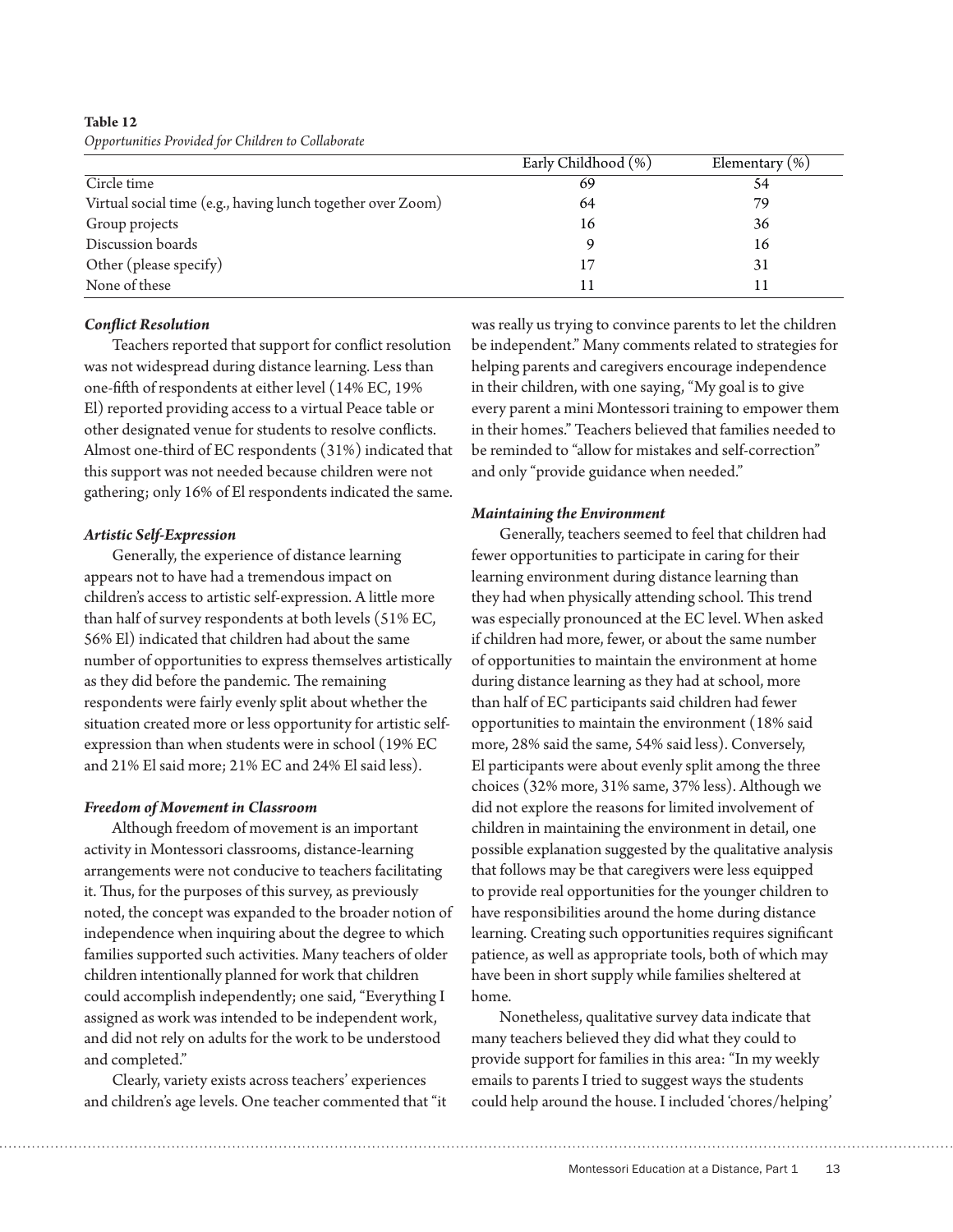**Table 12**
*Opportunities Provided for Children to Collaborate*

| | Early Childhood (%) | Elementary (%) |
|---|---|---|
| Circle time | 69 | 54 |
| Virtual social time (e.g., having lunch together over Zoom) | 64 | 79 |
| Group projects | 16 | 36 |
| Discussion boards | 9 | 16 |
| Other (please specify) | 17 | 31 |
| None of these | 11 | 11 |

***Conflict Resolution***

Teachers reported that support for conflict resolution was not widespread during distance learning. Less than one-fifth of respondents at either level (14% EC, 19% El) reported providing access to a virtual Peace table or other designated venue for students to resolve conflicts. Almost one-third of EC respondents (31%) indicated that this support was not needed because children were not gathering; only 16% of El respondents indicated the same.

***Artistic Self-Expression***

Generally, the experience of distance learning appears not to have had a tremendous impact on children's access to artistic self-expression. A little more than half of survey respondents at both levels (51% EC, 56% El) indicated that children had about the same number of opportunities to express themselves artistically as they did before the pandemic. The remaining respondents were fairly evenly split about whether the situation created more or less opportunity for artistic self-expression than when students were in school (19% EC and 21% El said more; 21% EC and 24% El said less).

***Freedom of Movement in Classroom***

Although freedom of movement is an important activity in Montessori classrooms, distance-learning arrangements were not conducive to teachers facilitating it. Thus, for the purposes of this survey, as previously noted, the concept was expanded to the broader notion of independence when inquiring about the degree to which families supported such activities. Many teachers of older children intentionally planned for work that children could accomplish independently; one said, "Everything I assigned as work was intended to be independent work, and did not rely on adults for the work to be understood and completed."

Clearly, variety exists across teachers' experiences and children's age levels. One teacher commented that "it was really us trying to convince parents to let the children be independent." Many comments related to strategies for helping parents and caregivers encourage independence in their children, with one saying, "My goal is to give every parent a mini Montessori training to empower them in their homes." Teachers believed that families needed to be reminded to "allow for mistakes and self-correction" and only "provide guidance when needed."

***Maintaining the Environment***

Generally, teachers seemed to feel that children had fewer opportunities to participate in caring for their learning environment during distance learning than they had when physically attending school. This trend was especially pronounced at the EC level. When asked if children had more, fewer, or about the same number of opportunities to maintain the environment at home during distance learning as they had at school, more than half of EC participants said children had fewer opportunities to maintain the environment (18% said more, 28% said the same, 54% said less). Conversely, El participants were about evenly split among the three choices (32% more, 31% same, 37% less). Although we did not explore the reasons for limited involvement of children in maintaining the environment in detail, one possible explanation suggested by the qualitative analysis that follows may be that caregivers were less equipped to provide real opportunities for the younger children to have responsibilities around the home during distance learning. Creating such opportunities requires significant patience, as well as appropriate tools, both of which may have been in short supply while families sheltered at home.

Nonetheless, qualitative survey data indicate that many teachers believed they did what they could to provide support for families in this area: "In my weekly emails to parents I tried to suggest ways the students could help around the house. I included 'chores/helping'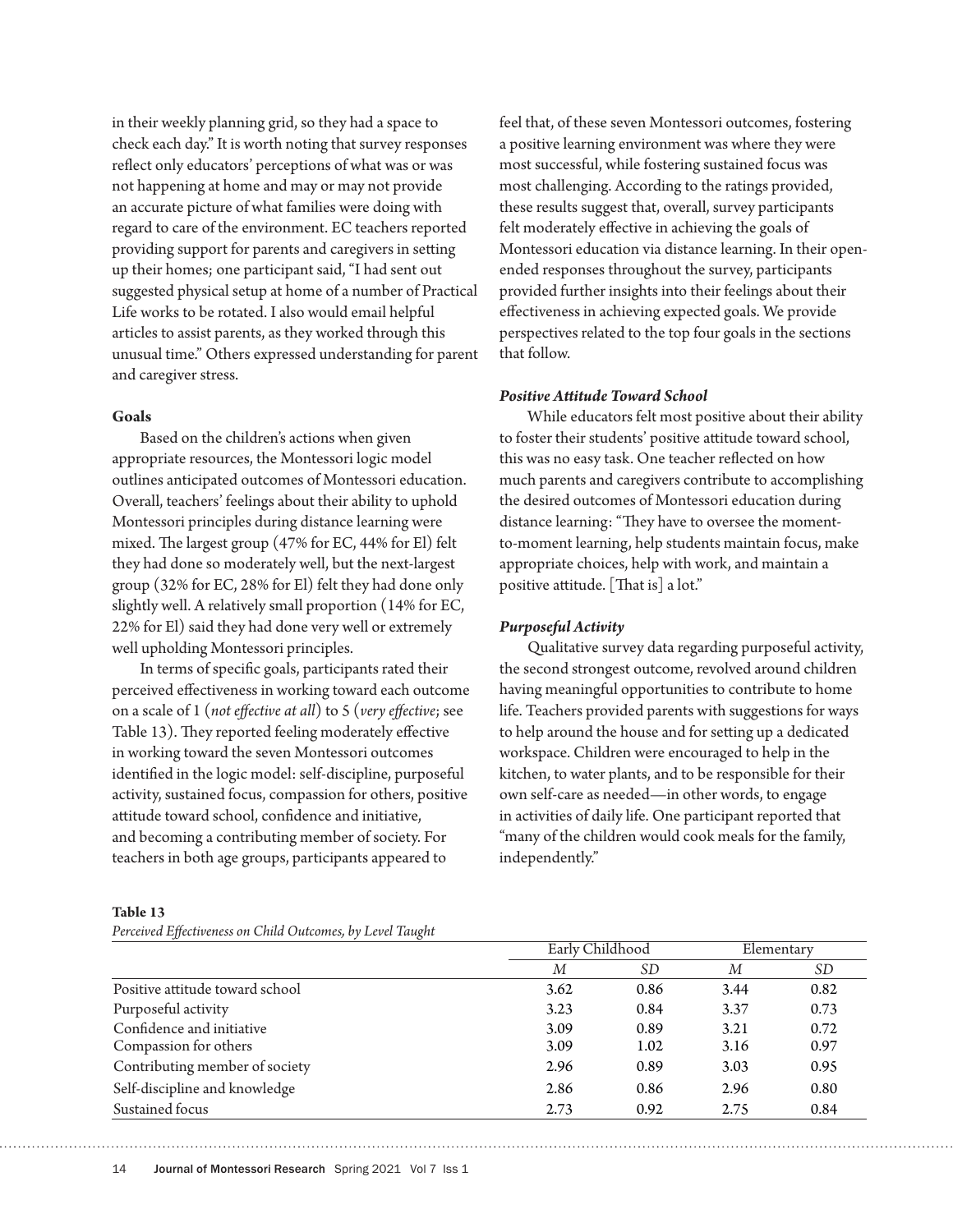in their weekly planning grid, so they had a space to check each day." It is worth noting that survey responses reflect only educators' perceptions of what was or was not happening at home and may or may not provide an accurate picture of what families were doing with regard to care of the environment. EC teachers reported providing support for parents and caregivers in setting up their homes; one participant said, "I had sent out suggested physical setup at home of a number of Practical Life works to be rotated. I also would email helpful articles to assist parents, as they worked through this unusual time." Others expressed understanding for parent and caregiver stress.

### Goals

Based on the children's actions when given appropriate resources, the Montessori logic model outlines anticipated outcomes of Montessori education. Overall, teachers' feelings about their ability to uphold Montessori principles during distance learning were mixed. The largest group (47% for EC, 44% for El) felt they had done so moderately well, but the next-largest group (32% for EC, 28% for El) felt they had done only slightly well. A relatively small proportion (14% for EC, 22% for El) said they had done very well or extremely well upholding Montessori principles.

In terms of specific goals, participants rated their perceived effectiveness in working toward each outcome on a scale of 1 (*not effective at all*) to 5 (*very effective*; see Table 13). They reported feeling moderately effective in working toward the seven Montessori outcomes identified in the logic model: self-discipline, purposeful activity, sustained focus, compassion for others, positive attitude toward school, confidence and initiative, and becoming a contributing member of society. For teachers in both age groups, participants appeared to feel that, of these seven Montessori outcomes, fostering a positive learning environment was where they were most successful, while fostering sustained focus was most challenging. According to the ratings provided, these results suggest that, overall, survey participants felt moderately effective in achieving the goals of Montessori education via distance learning. In their open-ended responses throughout the survey, participants provided further insights into their feelings about their effectiveness in achieving expected goals. We provide perspectives related to the top four goals in the sections that follow.

#### *Positive Attitude Toward School*

While educators felt most positive about their ability to foster their students' positive attitude toward school, this was no easy task. One teacher reflected on how much parents and caregivers contribute to accomplishing the desired outcomes of Montessori education during distance learning: "They have to oversee the moment-to-moment learning, help students maintain focus, make appropriate choices, help with work, and maintain a positive attitude. [That is] a lot."

#### *Purposeful Activity*

Qualitative survey data regarding purposeful activity, the second strongest outcome, revolved around children having meaningful opportunities to contribute to home life. Teachers provided parents with suggestions for ways to help around the house and for setting up a dedicated workspace. Children were encouraged to help in the kitchen, to water plants, and to be responsible for their own self-care as needed—in other words, to engage in activities of daily life. One participant reported that "many of the children would cook meals for the family, independently."

**Table 13**

*Perceived Effectiveness on Child Outcomes, by Level Taught*

| | Early Childhood | | Elementary | |
|---|---|---|---|---|
| | *M* | *SD* | *M* | *SD* |
| Positive attitude toward school | 3.62 | 0.86 | 3.44 | 0.82 |
| Purposeful activity | 3.23 | 0.84 | 3.37 | 0.73 |
| Confidence and initiative | 3.09 | 0.89 | 3.21 | 0.72 |
| Compassion for others | 3.09 | 1.02 | 3.16 | 0.97 |
| Contributing member of society | 2.96 | 0.89 | 3.03 | 0.95 |
| Self-discipline and knowledge | 2.86 | 0.86 | 2.96 | 0.80 |
| Sustained focus | 2.73 | 0.92 | 2.75 | 0.84 |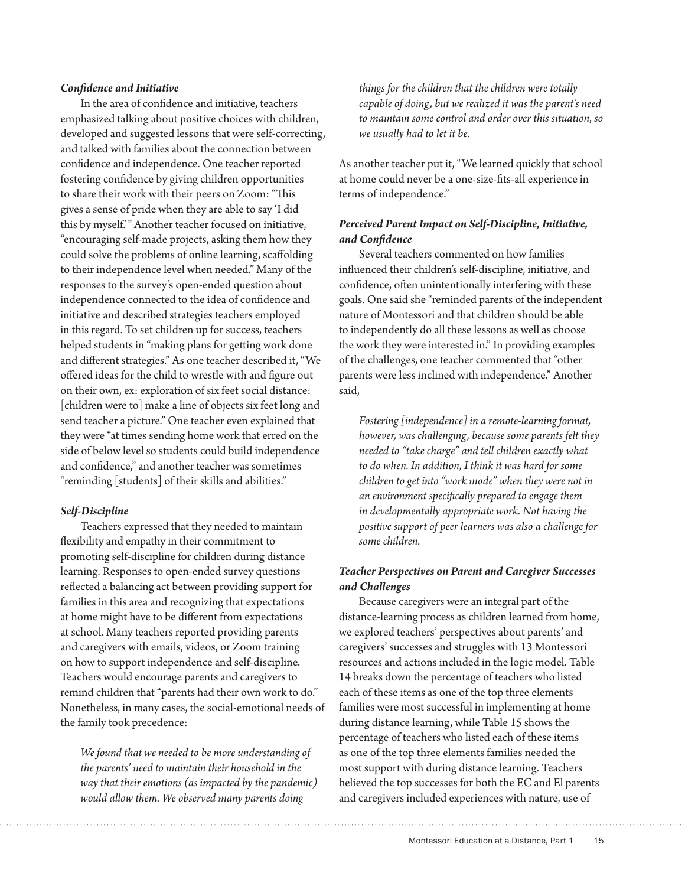### *Confidence and Initiative*

In the area of confidence and initiative, teachers emphasized talking about positive choices with children, developed and suggested lessons that were self-correcting, and talked with families about the connection between confidence and independence. One teacher reported fostering confidence by giving children opportunities to share their work with their peers on Zoom: "This gives a sense of pride when they are able to say 'I did this by myself.'" Another teacher focused on initiative, "encouraging self-made projects, asking them how they could solve the problems of online learning, scaffolding to their independence level when needed." Many of the responses to the survey's open-ended question about independence connected to the idea of confidence and initiative and described strategies teachers employed in this regard. To set children up for success, teachers helped students in "making plans for getting work done and different strategies." As one teacher described it, "We offered ideas for the child to wrestle with and figure out on their own, ex: exploration of six feet social distance: [children were to] make a line of objects six feet long and send teacher a picture." One teacher even explained that they were "at times sending home work that erred on the side of below level so students could build independence and confidence," and another teacher was sometimes "reminding [students] of their skills and abilities."

### *Self-Discipline*

Teachers expressed that they needed to maintain flexibility and empathy in their commitment to promoting self-discipline for children during distance learning. Responses to open-ended survey questions reflected a balancing act between providing support for families in this area and recognizing that expectations at home might have to be different from expectations at school. Many teachers reported providing parents and caregivers with emails, videos, or Zoom training on how to support independence and self-discipline. Teachers would encourage parents and caregivers to remind children that "parents had their own work to do." Nonetheless, in many cases, the social-emotional needs of the family took precedence:

> *We found that we needed to be more understanding of the parents' need to maintain their household in the way that their emotions (as impacted by the pandemic) would allow them. We observed many parents doing things for the children that the children were totally capable of doing, but we realized it was the parent's need to maintain some control and order over this situation, so we usually had to let it be.*

As another teacher put it, "We learned quickly that school at home could never be a one-size-fits-all experience in terms of independence."

### *Perceived Parent Impact on Self-Discipline, Initiative, and Confidence*

Several teachers commented on how families influenced their children's self-discipline, initiative, and confidence, often unintentionally interfering with these goals. One said she "reminded parents of the independent nature of Montessori and that children should be able to independently do all these lessons as well as choose the work they were interested in." In providing examples of the challenges, one teacher commented that "other parents were less inclined with independence." Another said,

> *Fostering [independence] in a remote-learning format, however, was challenging, because some parents felt they needed to "take charge" and tell children exactly what to do when. In addition, I think it was hard for some children to get into "work mode" when they were not in an environment specifically prepared to engage them in developmentally appropriate work. Not having the positive support of peer learners was also a challenge for some children.*

### *Teacher Perspectives on Parent and Caregiver Successes and Challenges*

Because caregivers were an integral part of the distance-learning process as children learned from home, we explored teachers' perspectives about parents' and caregivers' successes and struggles with 13 Montessori resources and actions included in the logic model. Table 14 breaks down the percentage of teachers who listed each of these items as one of the top three elements families were most successful in implementing at home during distance learning, while Table 15 shows the percentage of teachers who listed each of these items as one of the top three elements families needed the most support with during distance learning. Teachers believed the top successes for both the EC and El parents and caregivers included experiences with nature, use of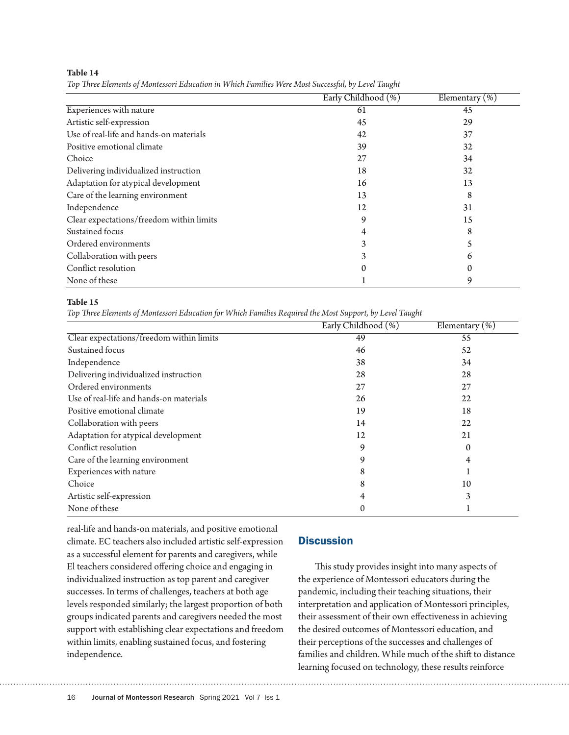**Table 14**

*Top Three Elements of Montessori Education in Which Families Were Most Successful, by Level Taught*

| | Early Childhood (%) | Elementary (%) |
|---|---|---|
| Experiences with nature | 61 | 45 |
| Artistic self-expression | 45 | 29 |
| Use of real-life and hands-on materials | 42 | 37 |
| Positive emotional climate | 39 | 32 |
| Choice | 27 | 34 |
| Delivering individualized instruction | 18 | 32 |
| Adaptation for atypical development | 16 | 13 |
| Care of the learning environment | 13 | 8 |
| Independence | 12 | 31 |
| Clear expectations/freedom within limits | 9 | 15 |
| Sustained focus | 4 | 8 |
| Ordered environments | 3 | 5 |
| Collaboration with peers | 3 | 6 |
| Conflict resolution | 0 | 0 |
| None of these | 1 | 9 |

**Table 15**

*Top Three Elements of Montessori Education for Which Families Required the Most Support, by Level Taught*

| | Early Childhood (%) | Elementary (%) |
|---|---|---|
| Clear expectations/freedom within limits | 49 | 55 |
| Sustained focus | 46 | 52 |
| Independence | 38 | 34 |
| Delivering individualized instruction | 28 | 28 |
| Ordered environments | 27 | 27 |
| Use of real-life and hands-on materials | 26 | 22 |
| Positive emotional climate | 19 | 18 |
| Collaboration with peers | 14 | 22 |
| Adaptation for atypical development | 12 | 21 |
| Conflict resolution | 9 | 0 |
| Care of the learning environment | 9 | 4 |
| Experiences with nature | 8 | 1 |
| Choice | 8 | 10 |
| Artistic self-expression | 4 | 3 |
| None of these | 0 | 1 |

real-life and hands-on materials, and positive emotional climate. EC teachers also included artistic self-expression as a successful element for parents and caregivers, while El teachers considered offering choice and engaging in individualized instruction as top parent and caregiver successes. In terms of challenges, teachers at both age levels responded similarly; the largest proportion of both groups indicated parents and caregivers needed the most support with establishing clear expectations and freedom within limits, enabling sustained focus, and fostering independence.

## Discussion

This study provides insight into many aspects of the experience of Montessori educators during the pandemic, including their teaching situations, their interpretation and application of Montessori principles, their assessment of their own effectiveness in achieving the desired outcomes of Montessori education, and their perceptions of the successes and challenges of families and children. While much of the shift to distance learning focused on technology, these results reinforce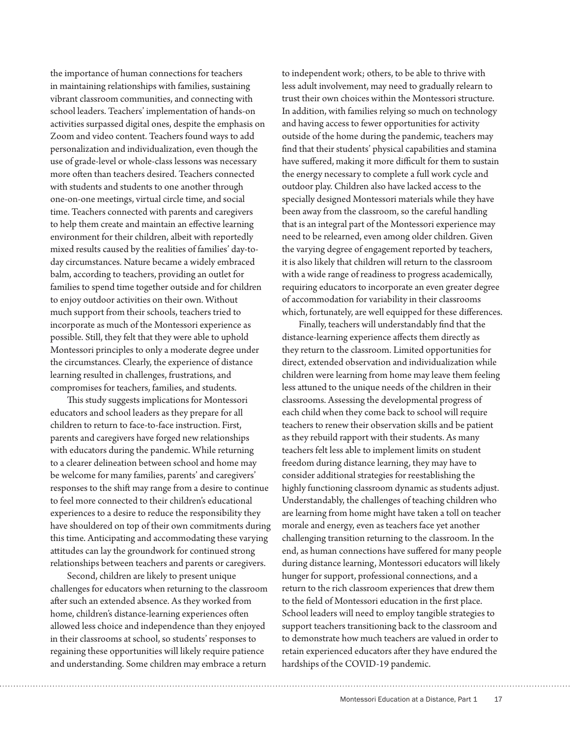the importance of human connections for teachers in maintaining relationships with families, sustaining vibrant classroom communities, and connecting with school leaders. Teachers' implementation of hands-on activities surpassed digital ones, despite the emphasis on Zoom and video content. Teachers found ways to add personalization and individualization, even though the use of grade-level or whole-class lessons was necessary more often than teachers desired. Teachers connected with students and students to one another through one-on-one meetings, virtual circle time, and social time. Teachers connected with parents and caregivers to help them create and maintain an effective learning environment for their children, albeit with reportedly mixed results caused by the realities of families' day-to-day circumstances. Nature became a widely embraced balm, according to teachers, providing an outlet for families to spend time together outside and for children to enjoy outdoor activities on their own. Without much support from their schools, teachers tried to incorporate as much of the Montessori experience as possible. Still, they felt that they were able to uphold Montessori principles to only a moderate degree under the circumstances. Clearly, the experience of distance learning resulted in challenges, frustrations, and compromises for teachers, families, and students.

This study suggests implications for Montessori educators and school leaders as they prepare for all children to return to face-to-face instruction. First, parents and caregivers have forged new relationships with educators during the pandemic. While returning to a clearer delineation between school and home may be welcome for many families, parents' and caregivers' responses to the shift may range from a desire to continue to feel more connected to their children's educational experiences to a desire to reduce the responsibility they have shouldered on top of their own commitments during this time. Anticipating and accommodating these varying attitudes can lay the groundwork for continued strong relationships between teachers and parents or caregivers.

Second, children are likely to present unique challenges for educators when returning to the classroom after such an extended absence. As they worked from home, children's distance-learning experiences often allowed less choice and independence than they enjoyed in their classrooms at school, so students' responses to regaining these opportunities will likely require patience and understanding. Some children may embrace a return to independent work; others, to be able to thrive with less adult involvement, may need to gradually relearn to trust their own choices within the Montessori structure. In addition, with families relying so much on technology and having access to fewer opportunities for activity outside of the home during the pandemic, teachers may find that their students' physical capabilities and stamina have suffered, making it more difficult for them to sustain the energy necessary to complete a full work cycle and outdoor play. Children also have lacked access to the specially designed Montessori materials while they have been away from the classroom, so the careful handling that is an integral part of the Montessori experience may need to be relearned, even among older children. Given the varying degree of engagement reported by teachers, it is also likely that children will return to the classroom with a wide range of readiness to progress academically, requiring educators to incorporate an even greater degree of accommodation for variability in their classrooms which, fortunately, are well equipped for these differences.

Finally, teachers will understandably find that the distance-learning experience affects them directly as they return to the classroom. Limited opportunities for direct, extended observation and individualization while children were learning from home may leave them feeling less attuned to the unique needs of the children in their classrooms. Assessing the developmental progress of each child when they come back to school will require teachers to renew their observation skills and be patient as they rebuild rapport with their students. As many teachers felt less able to implement limits on student freedom during distance learning, they may have to consider additional strategies for reestablishing the highly functioning classroom dynamic as students adjust. Understandably, the challenges of teaching children who are learning from home might have taken a toll on teacher morale and energy, even as teachers face yet another challenging transition returning to the classroom. In the end, as human connections have suffered for many people during distance learning, Montessori educators will likely hunger for support, professional connections, and a return to the rich classroom experiences that drew them to the field of Montessori education in the first place. School leaders will need to employ tangible strategies to support teachers transitioning back to the classroom and to demonstrate how much teachers are valued in order to retain experienced educators after they have endured the hardships of the COVID-19 pandemic.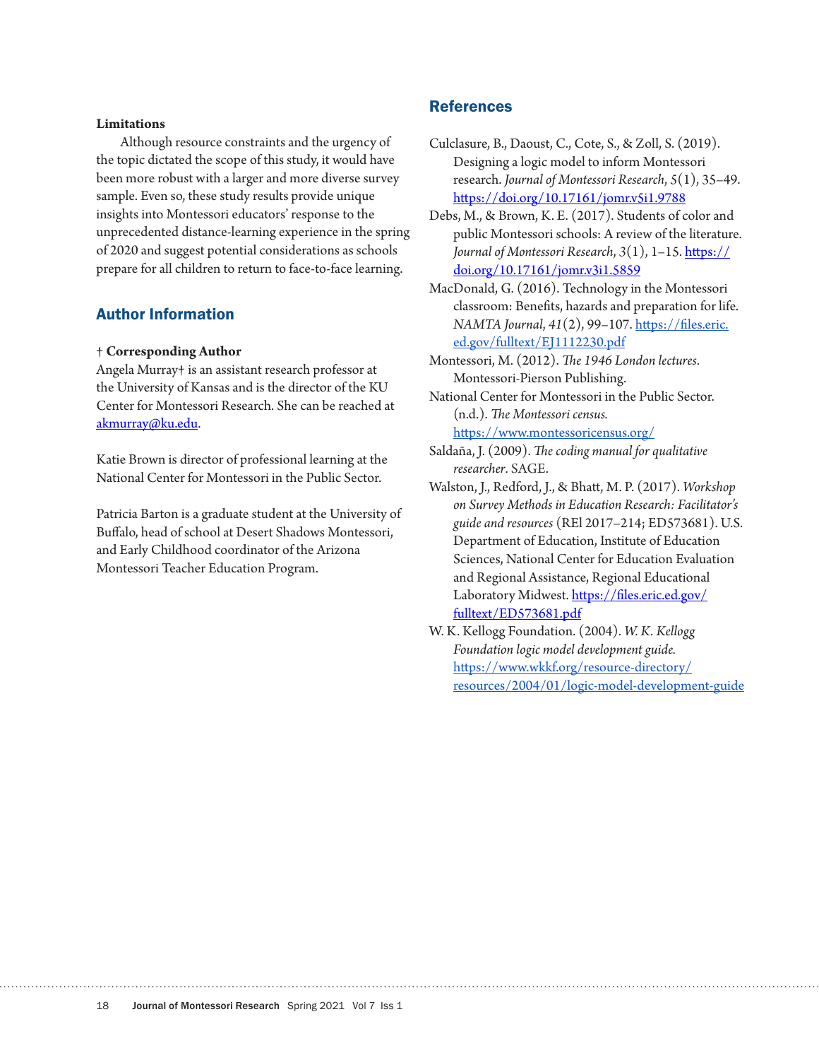### Limitations

Although resource constraints and the urgency of the topic dictated the scope of this study, it would have been more robust with a larger and more diverse survey sample. Even so, these study results provide unique insights into Montessori educators' response to the unprecedented distance-learning experience in the spring of 2020 and suggest potential considerations as schools prepare for all children to return to face-to-face learning.

## Author Information

† **Corresponding Author**
Angela Murray† is an assistant research professor at the University of Kansas and is the director of the KU Center for Montessori Research. She can be reached at akmurray@ku.edu.

Katie Brown is director of professional learning at the National Center for Montessori in the Public Sector.

Patricia Barton is a graduate student at the University of Buffalo, head of school at Desert Shadows Montessori, and Early Childhood coordinator of the Arizona Montessori Teacher Education Program.

## References

Culclasure, B., Daoust, C., Cote, S., & Zoll, S. (2019). Designing a logic model to inform Montessori research. *Journal of Montessori Research*, *5*(1), 35–49. https://doi.org/10.17161/jomr.v5i1.9788

Debs, M., & Brown, K. E. (2017). Students of color and public Montessori schools: A review of the literature. *Journal of Montessori Research*, *3*(1), 1–15. https://doi.org/10.17161/jomr.v3i1.5859

MacDonald, G. (2016). Technology in the Montessori classroom: Benefits, hazards and preparation for life. *NAMTA Journal*, *41*(2), 99–107. https://files.eric.ed.gov/fulltext/EJ1112230.pdf

Montessori, M. (2012). *The 1946 London lectures*. Montessori-Pierson Publishing.

National Center for Montessori in the Public Sector. (n.d.). *The Montessori census.* https://www.montessoricensus.org/

Saldaña, J. (2009). *The coding manual for qualitative researcher*. SAGE.

Walston, J., Redford, J., & Bhatt, M. P. (2017). *Workshop on Survey Methods in Education Research: Facilitator's guide and resources* (REl 2017–214; ED573681). U.S. Department of Education, Institute of Education Sciences, National Center for Education Evaluation and Regional Assistance, Regional Educational Laboratory Midwest. https://files.eric.ed.gov/fulltext/ED573681.pdf

W. K. Kellogg Foundation. (2004). *W. K. Kellogg Foundation logic model development guide.* https://www.wkkf.org/resource-directory/resources/2004/01/logic-model-development-guide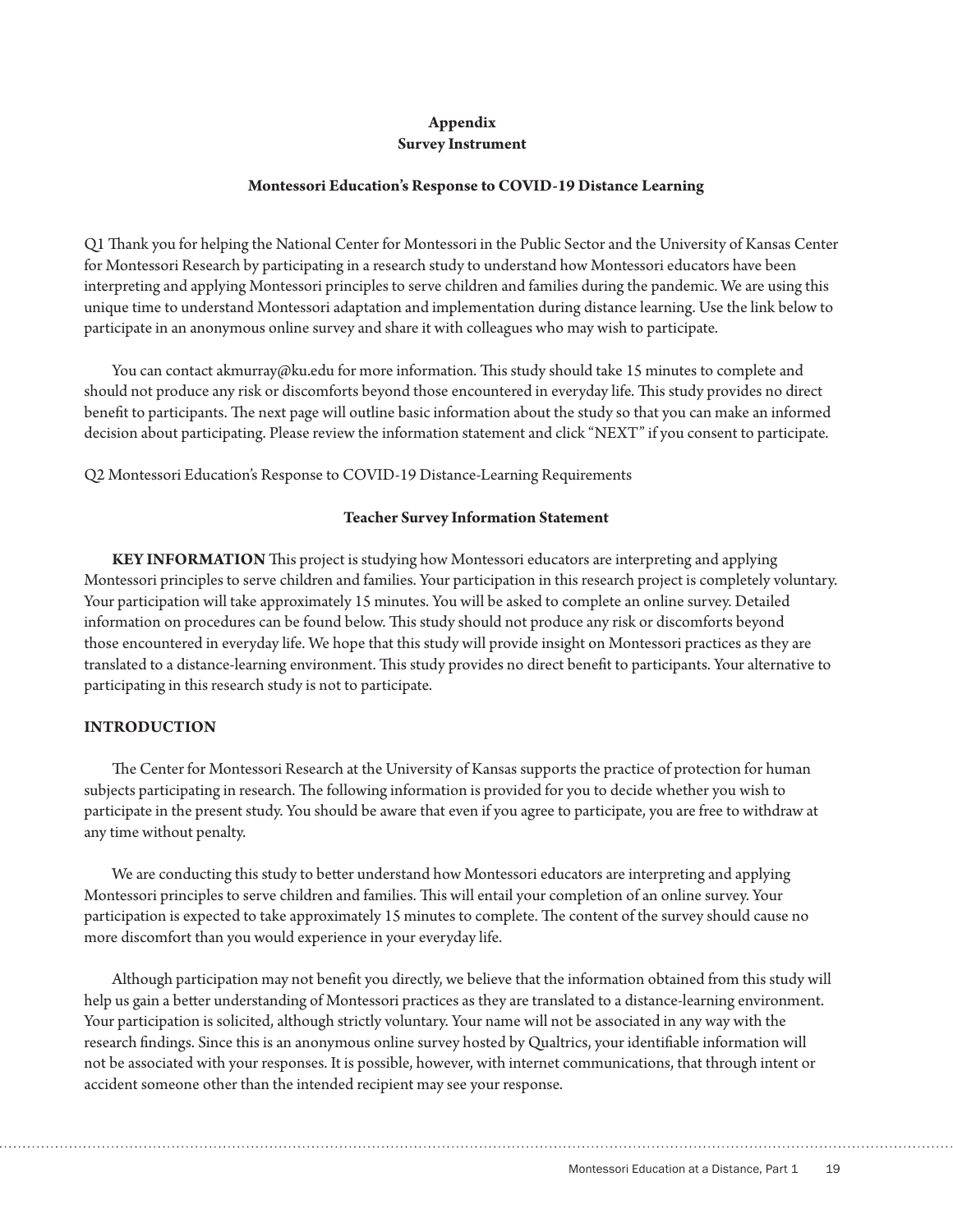## Appendix
## Survey Instrument

### Montessori Education's Response to COVID-19 Distance Learning

Q1 Thank you for helping the National Center for Montessori in the Public Sector and the University of Kansas Center for Montessori Research by participating in a research study to understand how Montessori educators have been interpreting and applying Montessori principles to serve children and families during the pandemic. We are using this unique time to understand Montessori adaptation and implementation during distance learning. Use the link below to participate in an anonymous online survey and share it with colleagues who may wish to participate.

You can contact akmurray@ku.edu for more information. This study should take 15 minutes to complete and should not produce any risk or discomforts beyond those encountered in everyday life. This study provides no direct benefit to participants. The next page will outline basic information about the study so that you can make an informed decision about participating. Please review the information statement and click "NEXT" if you consent to participate.

Q2 Montessori Education's Response to COVID-19 Distance-Learning Requirements

### Teacher Survey Information Statement

**KEY INFORMATION** This project is studying how Montessori educators are interpreting and applying Montessori principles to serve children and families. Your participation in this research project is completely voluntary. Your participation will take approximately 15 minutes. You will be asked to complete an online survey. Detailed information on procedures can be found below. This study should not produce any risk or discomforts beyond those encountered in everyday life. We hope that this study will provide insight on Montessori practices as they are translated to a distance-learning environment. This study provides no direct benefit to participants. Your alternative to participating in this research study is not to participate.

**INTRODUCTION**

The Center for Montessori Research at the University of Kansas supports the practice of protection for human subjects participating in research. The following information is provided for you to decide whether you wish to participate in the present study. You should be aware that even if you agree to participate, you are free to withdraw at any time without penalty.

We are conducting this study to better understand how Montessori educators are interpreting and applying Montessori principles to serve children and families. This will entail your completion of an online survey. Your participation is expected to take approximately 15 minutes to complete. The content of the survey should cause no more discomfort than you would experience in your everyday life.

Although participation may not benefit you directly, we believe that the information obtained from this study will help us gain a better understanding of Montessori practices as they are translated to a distance-learning environment. Your participation is solicited, although strictly voluntary. Your name will not be associated in any way with the research findings. Since this is an anonymous online survey hosted by Qualtrics, your identifiable information will not be associated with your responses. It is possible, however, with internet communications, that through intent or accident someone other than the intended recipient may see your response.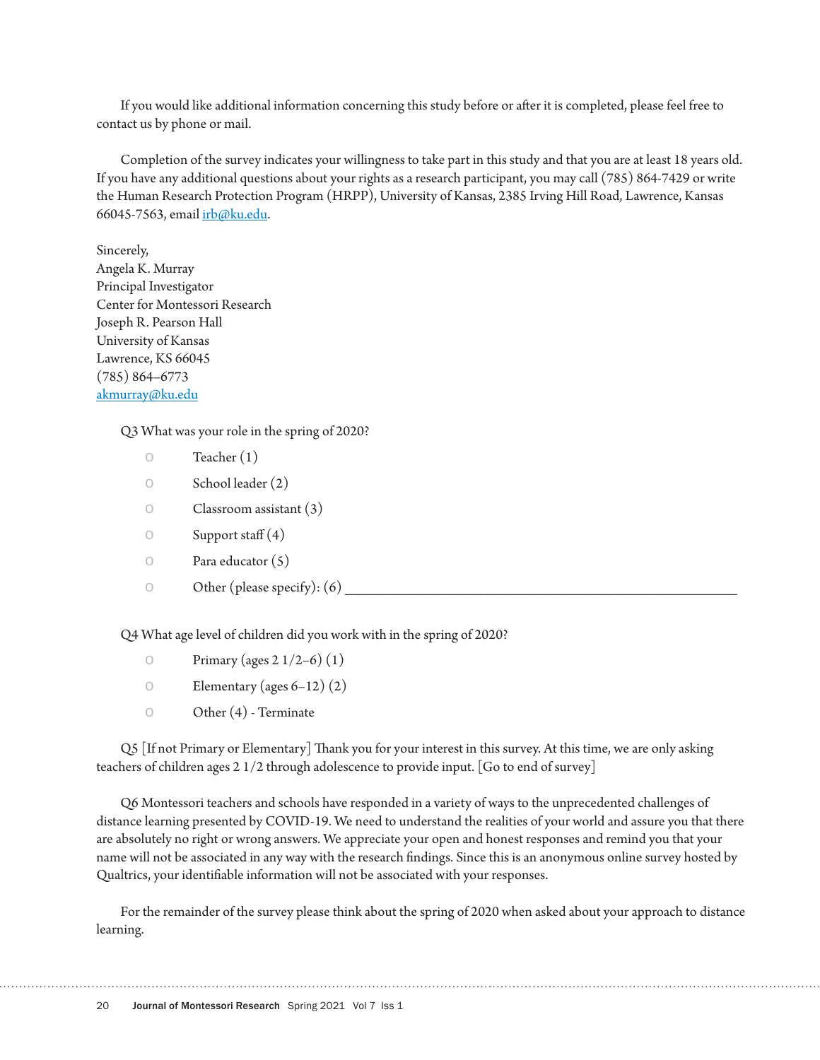If you would like additional information concerning this study before or after it is completed, please feel free to contact us by phone or mail.

Completion of the survey indicates your willingness to take part in this study and that you are at least 18 years old. If you have any additional questions about your rights as a research participant, you may call (785) 864-7429 or write the Human Research Protection Program (HRPP), University of Kansas, 2385 Irving Hill Road, Lawrence, Kansas 66045-7563, email irb@ku.edu.

Sincerely,
Angela K. Murray
Principal Investigator
Center for Montessori Research
Joseph R. Pearson Hall
University of Kansas
Lawrence, KS 66045
(785) 864–6773
akmurray@ku.edu

Q3 What was your role in the spring of 2020?

- Teacher (1)
- School leader (2)
- Classroom assistant (3)
- Support staff (4)
- Para educator (5)
- Other (please specify): (6) ________________________________________________

Q4 What age level of children did you work with in the spring of 2020?

- Primary (ages 2 1/2–6) (1)
- Elementary (ages 6–12) (2)
- Other (4) - Terminate

Q5 [If not Primary or Elementary] Thank you for your interest in this survey. At this time, we are only asking teachers of children ages 2 1/2 through adolescence to provide input. [Go to end of survey]

Q6 Montessori teachers and schools have responded in a variety of ways to the unprecedented challenges of distance learning presented by COVID-19. We need to understand the realities of your world and assure you that there are absolutely no right or wrong answers. We appreciate your open and honest responses and remind you that your name will not be associated in any way with the research findings. Since this is an anonymous online survey hosted by Qualtrics, your identifiable information will not be associated with your responses.

For the remainder of the survey please think about the spring of 2020 when asked about your approach to distance learning.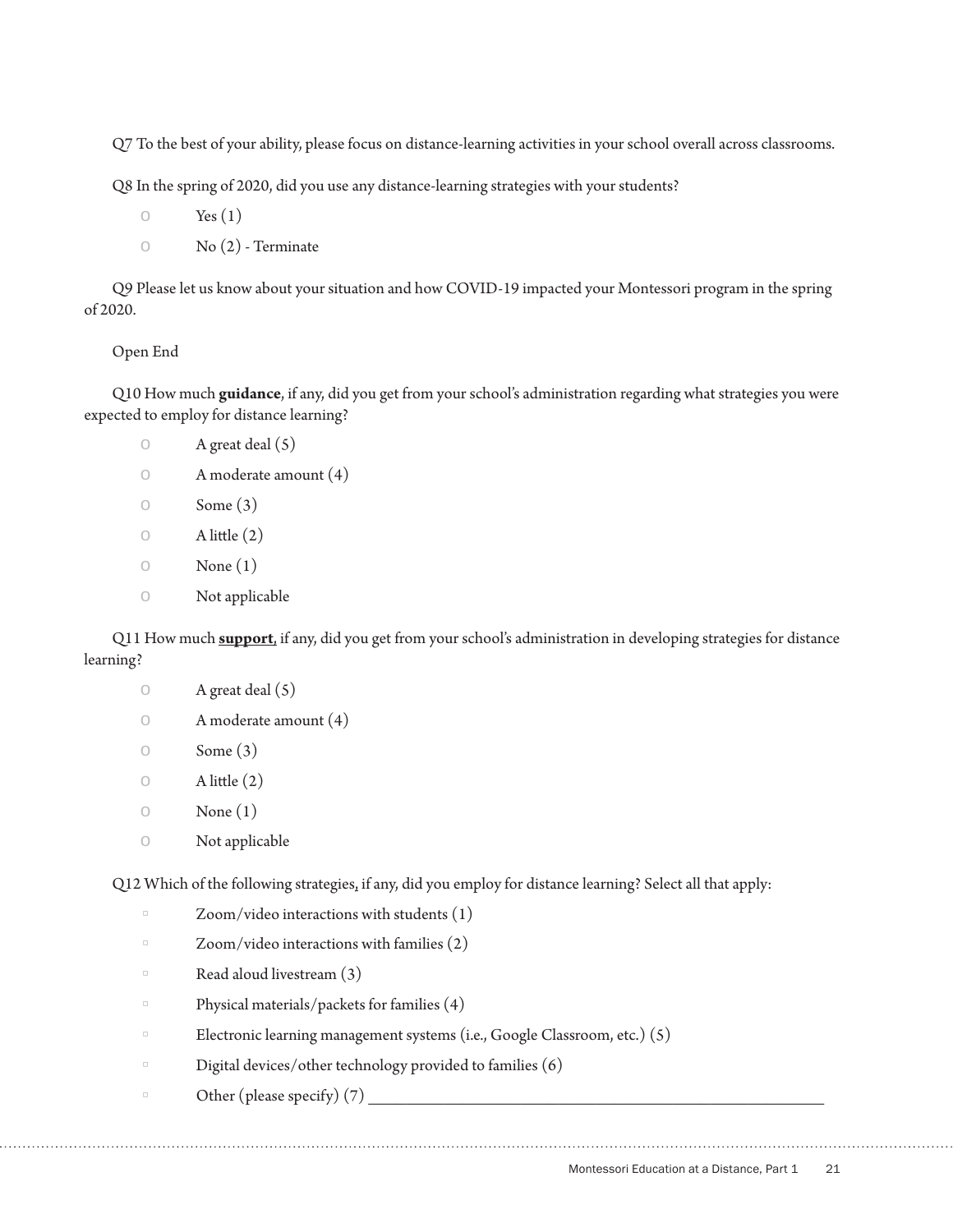Q7 To the best of your ability, please focus on distance-learning activities in your school overall across classrooms.

Q8 In the spring of 2020, did you use any distance-learning strategies with your students?

- Yes (1)
- No (2) - Terminate

Q9 Please let us know about your situation and how COVID-19 impacted your Montessori program in the spring of 2020.

Open End

Q10 How much **guidance**, if any, did you get from your school's administration regarding what strategies you were expected to employ for distance learning?

- A great deal (5)
- A moderate amount (4)
- Some (3)
- A little (2)
- None (1)
- Not applicable

Q11 How much **support**, if any, did you get from your school's administration in developing strategies for distance learning?

- A great deal (5)
- A moderate amount (4)
- Some (3)
- A little (2)
- None (1)
- Not applicable

Q12 Which of the following strategies, if any, did you employ for distance learning? Select all that apply:

- Zoom/video interactions with students (1)
- Zoom/video interactions with families (2)
- Read aloud livestream (3)
- Physical materials/packets for families (4)
- Electronic learning management systems (i.e., Google Classroom, etc.) (5)
- Digital devices/other technology provided to families (6)
- Other (please specify) (7) ________________________________________________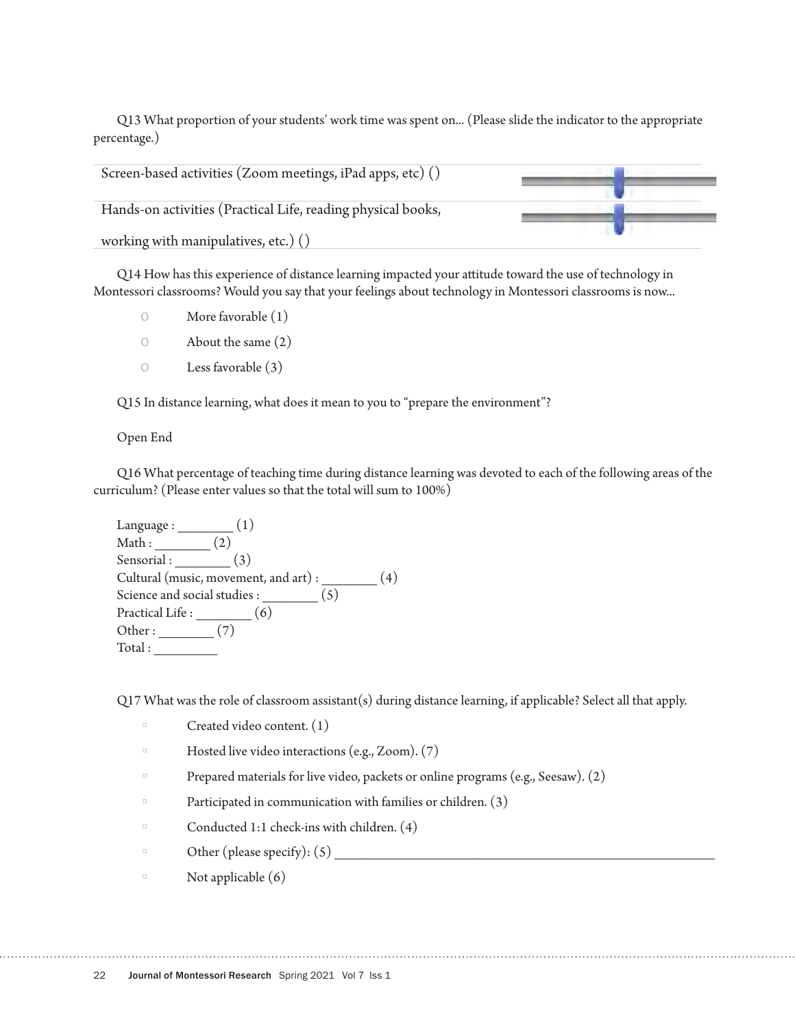Q13 What proportion of your students' work time was spent on... (Please slide the indicator to the appropriate percentage.)

| | |
|---|---|
| Screen-based activities (Zoom meetings, iPad apps, etc) () | |
| Hands-on activities (Practical Life, reading physical books, working with manipulatives, etc.) () | |

Q14 How has this experience of distance learning impacted your attitude toward the use of technology in Montessori classrooms? Would you say that your feelings about technology in Montessori classrooms is now...

- o More favorable (1)
- o About the same (2)
- o Less favorable (3)

Q15 In distance learning, what does it mean to you to "prepare the environment"?

Open End

Q16 What percentage of teaching time during distance learning was devoted to each of the following areas of the curriculum? (Please enter values so that the total will sum to 100%)

Language : ________ (1)
Math : ________ (2)
Sensorial : ________ (3)
Cultural (music, movement, and art) : ________ (4)
Science and social studies : ________ (5)
Practical Life : ________ (6)
Other : ________ (7)
Total : ________

Q17 What was the role of classroom assistant(s) during distance learning, if applicable? Select all that apply.

- ▫ Created video content. (1)
- ▫ Hosted live video interactions (e.g., Zoom). (7)
- ▫ Prepared materials for live video, packets or online programs (e.g., Seesaw). (2)
- ▫ Participated in communication with families or children. (3)
- ▫ Conducted 1:1 check-ins with children. (4)
- ▫ Other (please specify): (5) ________________________________________________
- ▫ Not applicable (6)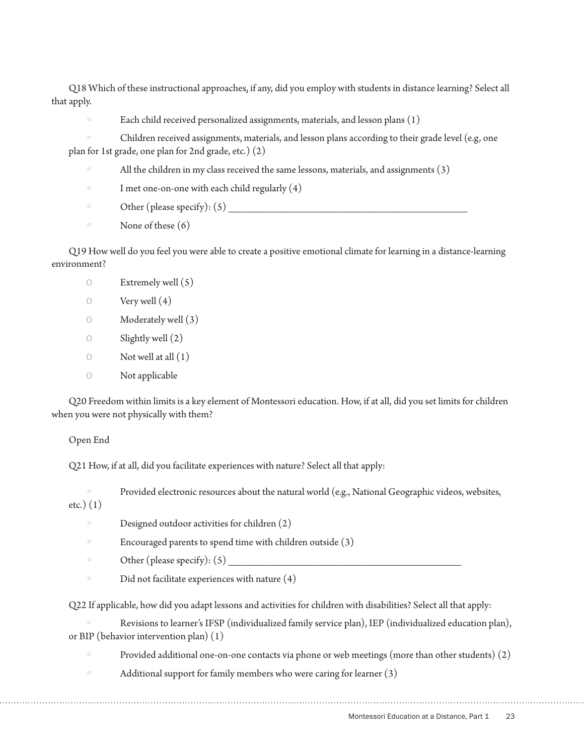Q18 Which of these instructional approaches, if any, did you employ with students in distance learning? Select all that apply.

- Each child received personalized assignments, materials, and lesson plans (1)
- Children received assignments, materials, and lesson plans according to their grade level (e.g, one plan for 1st grade, one plan for 2nd grade, etc.) (2)
- All the children in my class received the same lessons, materials, and assignments (3)
- I met one-on-one with each child regularly (4)
- Other (please specify): (5) ________________________________________________
- None of these (6)

Q19 How well do you feel you were able to create a positive emotional climate for learning in a distance-learning environment?

- Extremely well (5)
- Very well (4)
- Moderately well (3)
- Slightly well (2)
- Not well at all (1)
- Not applicable

Q20 Freedom within limits is a key element of Montessori education. How, if at all, did you set limits for children when you were not physically with them?

Open End

Q21 How, if at all, did you facilitate experiences with nature? Select all that apply:

- Provided electronic resources about the natural world (e.g., National Geographic videos, websites, etc.) (1)
- Designed outdoor activities for children (2)
- Encouraged parents to spend time with children outside (3)
- Other (please specify): (5) ________________________________________________
- Did not facilitate experiences with nature (4)

Q22 If applicable, how did you adapt lessons and activities for children with disabilities? Select all that apply:

- Revisions to learner's IFSP (individualized family service plan), IEP (individualized education plan), or BIP (behavior intervention plan) (1)
- Provided additional one-on-one contacts via phone or web meetings (more than other students) (2)
- Additional support for family members who were caring for learner (3)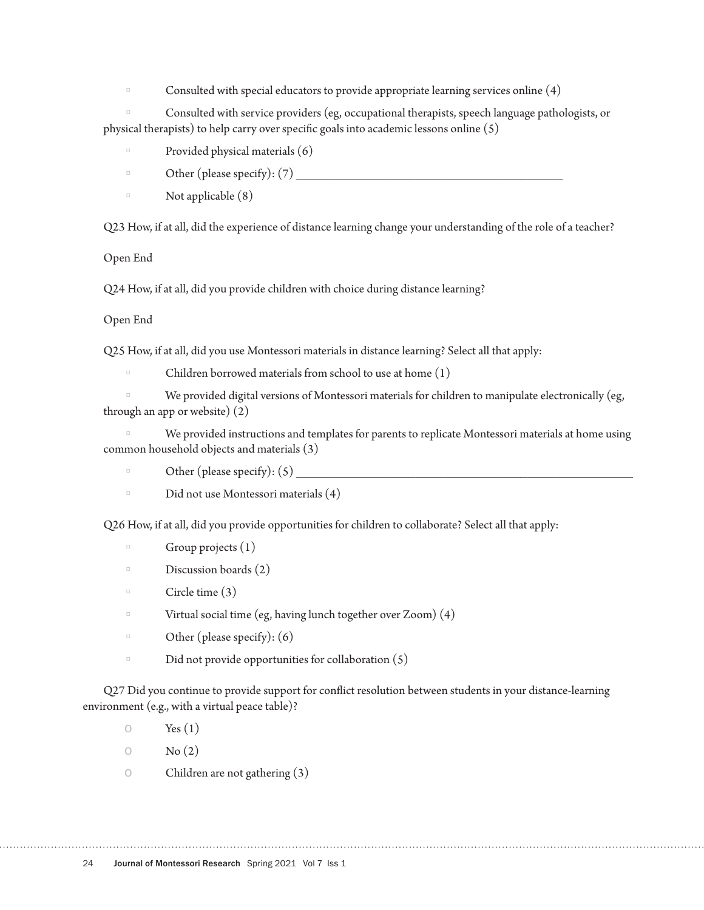- Consulted with special educators to provide appropriate learning services online (4)
- Consulted with service providers (eg, occupational therapists, speech language pathologists, or physical therapists) to help carry over specific goals into academic lessons online (5)
- Provided physical materials (6)
- Other (please specify): (7) ________________________________________________
- Not applicable (8)

Q23 How, if at all, did the experience of distance learning change your understanding of the role of a teacher?

Open End

Q24 How, if at all, did you provide children with choice during distance learning?

Open End

Q25 How, if at all, did you use Montessori materials in distance learning? Select all that apply:

- Children borrowed materials from school to use at home (1)
- We provided digital versions of Montessori materials for children to manipulate electronically (eg, through an app or website) (2)
- We provided instructions and templates for parents to replicate Montessori materials at home using common household objects and materials (3)
- Other (please specify): (5) ________________________________________________
- Did not use Montessori materials (4)

Q26 How, if at all, did you provide opportunities for children to collaborate? Select all that apply:

- Group projects (1)
- Discussion boards (2)
- Circle time (3)
- Virtual social time (eg, having lunch together over Zoom) (4)
- Other (please specify): (6)
- Did not provide opportunities for collaboration (5)

Q27 Did you continue to provide support for conflict resolution between students in your distance-learning environment (e.g., with a virtual peace table)?

- Yes (1)
- No (2)
- Children are not gathering (3)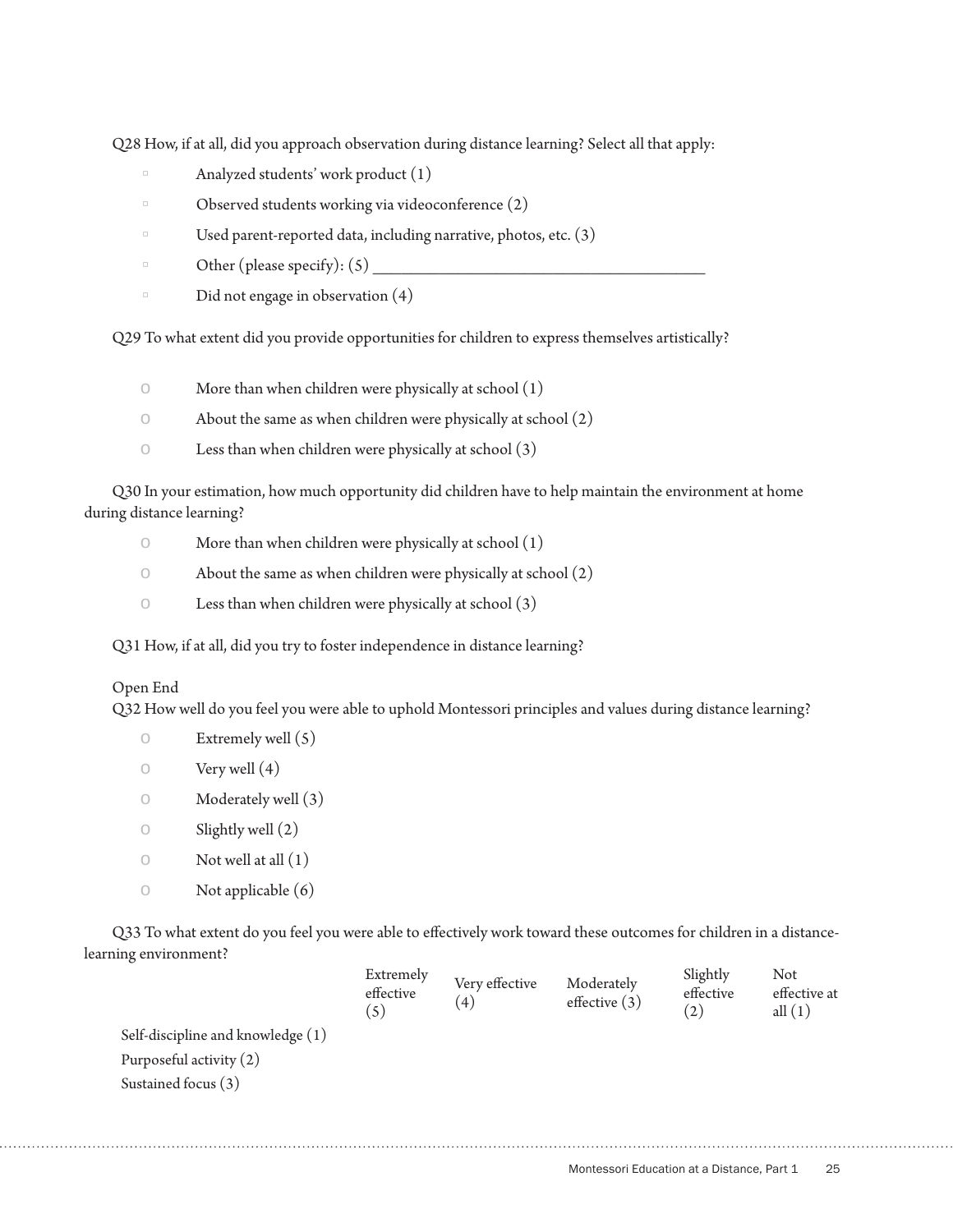Q28 How, if at all, did you approach observation during distance learning? Select all that apply:

- Analyzed students' work product (1)
- Observed students working via videoconference (2)
- Used parent-reported data, including narrative, photos, etc. (3)
- Other (please specify): (5) ________________________________________
- Did not engage in observation (4)

Q29 To what extent did you provide opportunities for children to express themselves artistically?

- More than when children were physically at school (1)
- About the same as when children were physically at school (2)
- Less than when children were physically at school (3)

Q30 In your estimation, how much opportunity did children have to help maintain the environment at home during distance learning?

- More than when children were physically at school (1)
- About the same as when children were physically at school (2)
- Less than when children were physically at school (3)

Q31 How, if at all, did you try to foster independence in distance learning?

Open End

Q32 How well do you feel you were able to uphold Montessori principles and values during distance learning?

- Extremely well (5)
- Very well (4)
- Moderately well (3)
- Slightly well (2)
- Not well at all (1)
- Not applicable (6)

Q33 To what extent do you feel you were able to effectively work toward these outcomes for children in a distance-learning environment?

| | Extremely effective (5) | Very effective (4) | Moderately effective (3) | Slightly effective (2) | Not effective at all (1) |
|---|---|---|---|---|---|
| Self-discipline and knowledge (1) | | | | | |
| Purposeful activity (2) | | | | | |
| Sustained focus (3) | | | | | |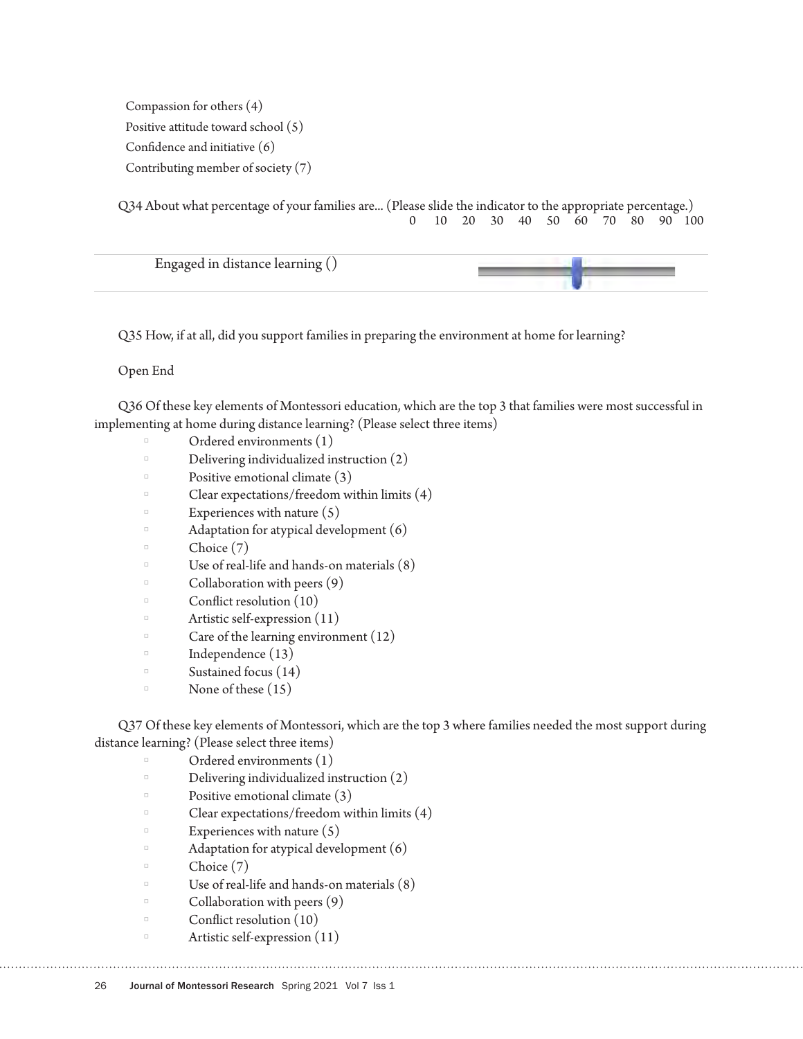Compassion for others (4)

Positive attitude toward school (5)

Confidence and initiative (6)

Contributing member of society (7)

Q34 About what percentage of your families are... (Please slide the indicator to the appropriate percentage.)

| | 0 10 20 30 40 50 60 70 80 90 100 |
|---|---|
| Engaged in distance learning () | |

Q35 How, if at all, did you support families in preparing the environment at home for learning?

Open End

Q36 Of these key elements of Montessori education, which are the top 3 that families were most successful in implementing at home during distance learning? (Please select three items)

- Ordered environments (1)
- Delivering individualized instruction (2)
- Positive emotional climate (3)
- Clear expectations/freedom within limits (4)
- Experiences with nature (5)
- Adaptation for atypical development (6)
- Choice (7)
- Use of real-life and hands-on materials (8)
- Collaboration with peers (9)
- Conflict resolution (10)
- Artistic self-expression (11)
- Care of the learning environment (12)
- Independence (13)
- Sustained focus (14)
- None of these (15)

Q37 Of these key elements of Montessori, which are the top 3 where families needed the most support during distance learning? (Please select three items)

- Ordered environments (1)
- Delivering individualized instruction (2)
- Positive emotional climate (3)
- Clear expectations/freedom within limits (4)
- Experiences with nature (5)
- Adaptation for atypical development (6)
- Choice (7)
- Use of real-life and hands-on materials (8)
- Collaboration with peers (9)
- Conflict resolution (10)
- Artistic self-expression (11)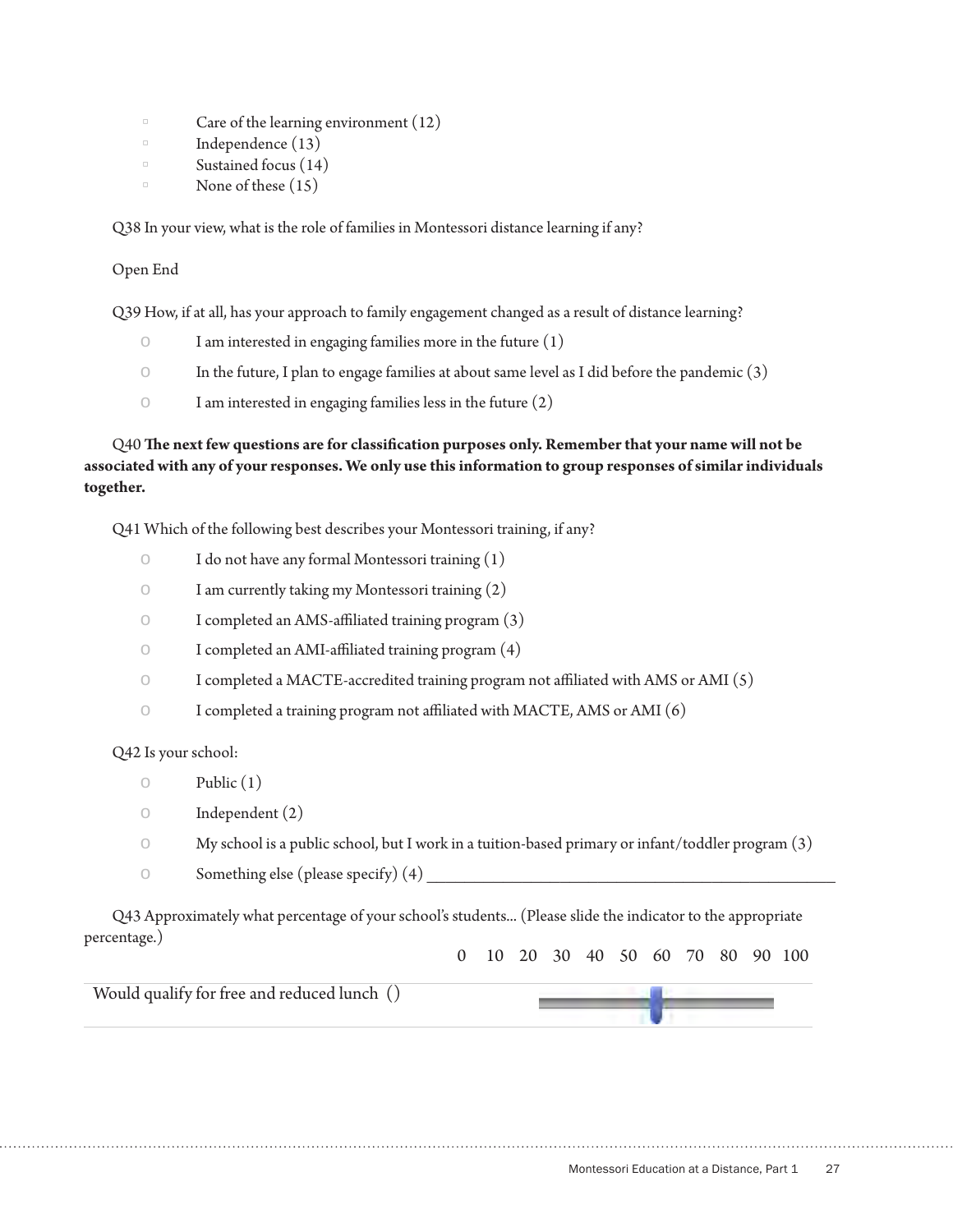- Care of the learning environment (12)
- Independence (13)
- Sustained focus (14)
- None of these (15)

Q38 In your view, what is the role of families in Montessori distance learning if any?

Open End

Q39 How, if at all, has your approach to family engagement changed as a result of distance learning?

- I am interested in engaging families more in the future (1)
- In the future, I plan to engage families at about same level as I did before the pandemic (3)
- I am interested in engaging families less in the future (2)

Q40 **The next few questions are for classification purposes only. Remember that your name will not be associated with any of your responses. We only use this information to group responses of similar individuals together.**

Q41 Which of the following best describes your Montessori training, if any?

- I do not have any formal Montessori training (1)
- I am currently taking my Montessori training (2)
- I completed an AMS-affiliated training program (3)
- I completed an AMI-affiliated training program (4)
- I completed a MACTE-accredited training program not affiliated with AMS or AMI (5)
- I completed a training program not affiliated with MACTE, AMS or AMI (6)

Q42 Is your school:

- Public (1)
- Independent (2)
- My school is a public school, but I work in a tuition-based primary or infant/toddler program (3)
- Something else (please specify) (4) ________________________________________________

Q43 Approximately what percentage of your school's students... (Please slide the indicator to the appropriate percentage.)

| | 0 10 20 30 40 50 60 70 80 90 100 |
|---|---|
| Would qualify for free and reduced lunch () | |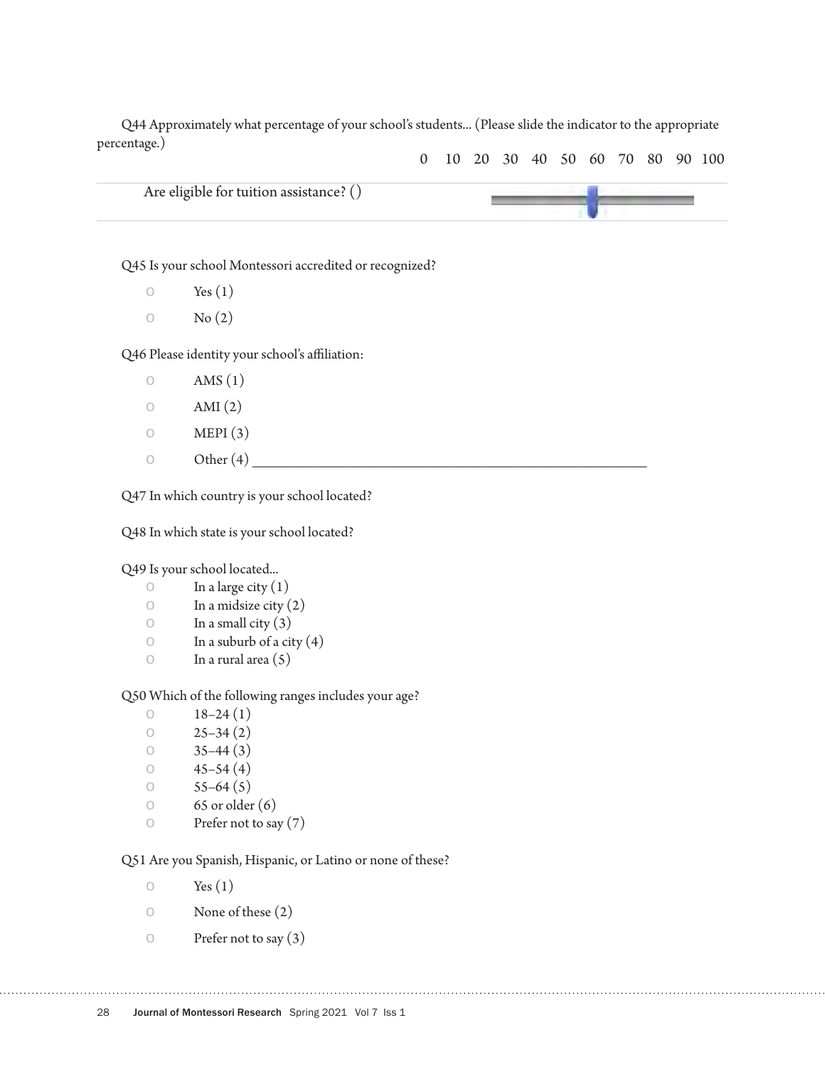Q44 Approximately what percentage of your school's students... (Please slide the indicator to the appropriate percentage.)

| | 0 10 20 30 40 50 60 70 80 90 100 |
|---|---|
| Are eligible for tuition assistance? () | |

Q45 Is your school Montessori accredited or recognized?

- o Yes (1)
- o No (2)

Q46 Please identity your school's affiliation:

- o AMS (1)
- o AMI (2)
- o MEPI (3)
- o Other (4) ________________________________________________

Q47 In which country is your school located?

Q48 In which state is your school located?

Q49 Is your school located...

- o In a large city (1)
- o In a midsize city (2)
- o In a small city (3)
- o In a suburb of a city (4)
- o In a rural area (5)

Q50 Which of the following ranges includes your age?

- o 18–24 (1)
- o 25–34 (2)
- o 35–44 (3)
- o 45–54 (4)
- o 55–64 (5)
- o 65 or older (6)
- o Prefer not to say (7)

Q51 Are you Spanish, Hispanic, or Latino or none of these?

- o Yes (1)
- o None of these (2)
- o Prefer not to say (3)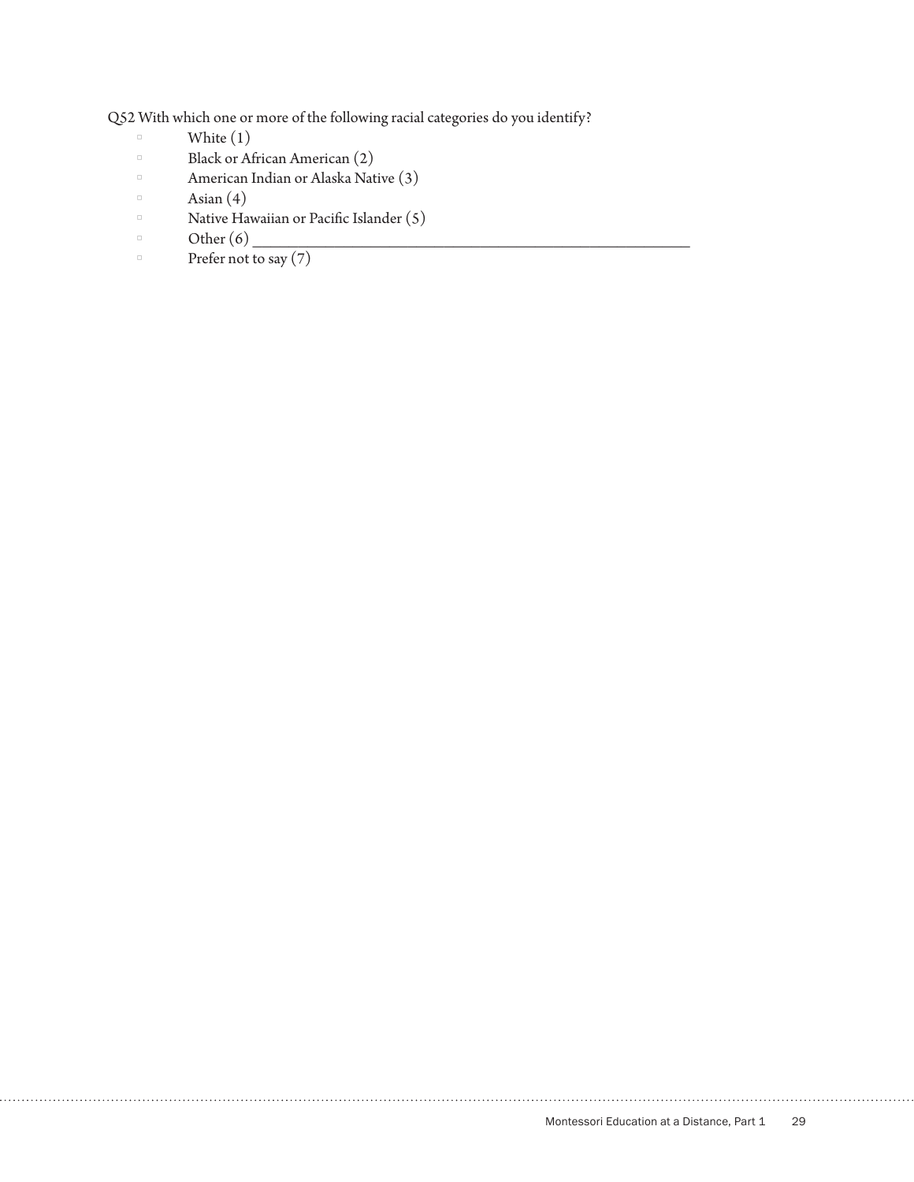Q52 With which one or more of the following racial categories do you identify?

- ▢ White (1)
- ▢ Black or African American (2)
- ▢ American Indian or Alaska Native (3)
- ▢ Asian (4)
- ▢ Native Hawaiian or Pacific Islander (5)
- ▢ Other (6) ________________________________________________
- ▢ Prefer not to say (7)